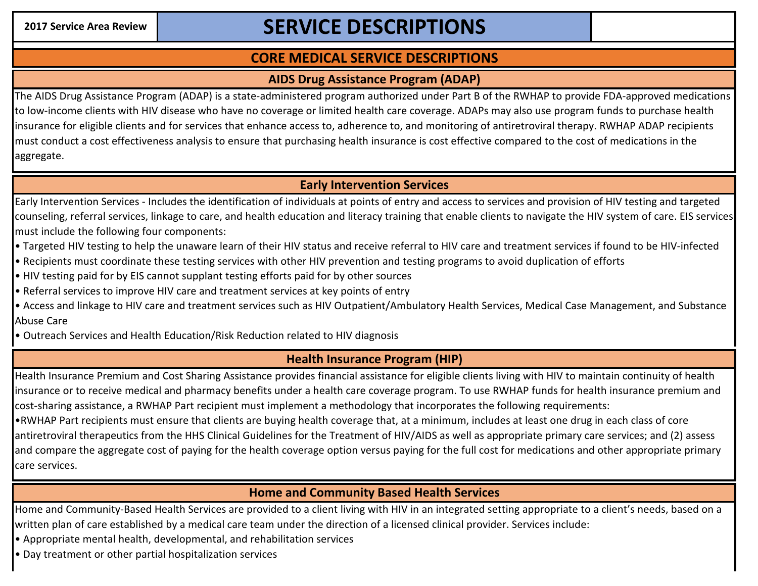**2017 Service Area Review**

# SERVICE DESCRIPTIONS

## CORE MEDICAL SERVICE DESCRIPTIONS

### AIDS Drug Assistance Program (ADAP)

The AIDS Drug Assistance Program (ADAP) is a state-administered program authorized under Part B of the RWHAP to provide FDA-approved medications to low-income clients with HIV disease who have no coverage or limited health care coverage. ADAPs may also use program funds to purchase health insurance for eligible clients and for services that enhance access to, adherence to, and monitoring of antiretroviral therapy. RWHAP ADAP recipients must conduct a cost effectiveness analysis to ensure that purchasing health insurance is cost effective compared to the cost of medications in the aggregate.

### Early Intervention Services

Early Intervention Services - Includes the identification of individuals at points of entry and access to services and provision of HIV testing and targeted counseling, referral services, linkage to care, and health education and literacy training that enable clients to navigate the HIV system of care. EIS services must include the following four components:

- Targeted HIV testing to help the unaware learn of their HIV status and receive referral to HIV care and treatment services if found to be HIV-infected
- Recipients must coordinate these testing services with other HIV prevention and testing programs to avoid duplication of efforts
- HIV testing paid for by EIS cannot supplant testing efforts paid for by other sources
- Referral services to improve HIV care and treatment services at key points of entry
- Access and linkage to HIV care and treatment services such as HIV Outpatient/Ambulatory Health Services, Medical Case Management, and Substance Abuse Care
- Outreach Services and Health Education/Risk Reduction related to HIV diagnosis

### Health Insurance Program (HIP)

Health Insurance Premium and Cost Sharing Assistance provides financial assistance for eligible clients living with HIV to maintain continuity of health insurance or to receive medical and pharmacy benefits under a health care coverage program. To use RWHAP funds for health insurance premium and cost-sharing assistance, a RWHAP Part recipient must implement a methodology that incorporates the following requirements:

- RWHAP Part recipients must ensure that clients are buying health coverage that, at a minimum, includes at least one drug in each class of core antiretroviral therapeutics from the HHS Clinical Guidelines for the Treatment of HIV/AIDS as well as appropriate primary care services; and (2) assess and compare the aggregate cost of paying for the health coverage option versus paying for the full cost for medications and other appropriate primary care services.

### Home and Community Based Health Services

Home and Community-Based Health Services are provided to a client living with HIV in an integrated setting appropriate to a client's needs, based on a written plan of care established by a medical care team under the direction of a licensed clinical provider. Services include:

- Appropriate mental health, developmental, and rehabilitation services
- Day treatment or other partial hospitalization services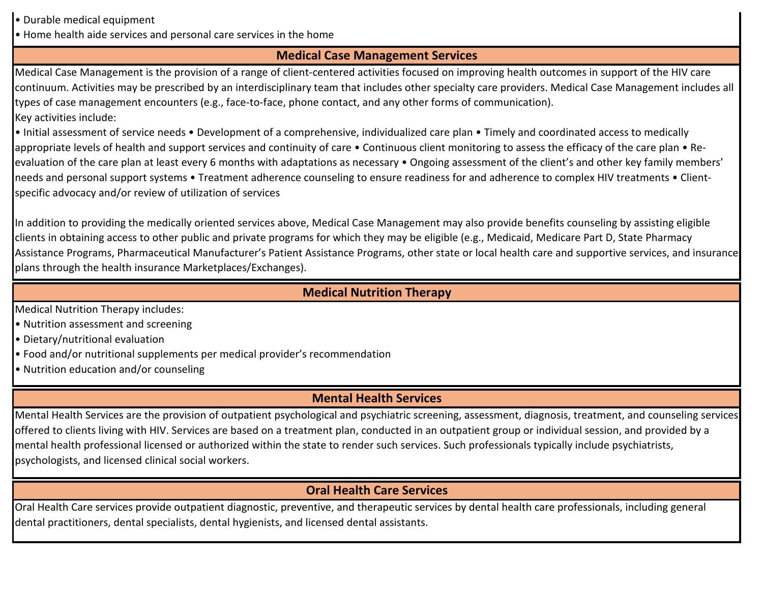- Durable medical equipment
- Home health aide services and personal care services in the home

## Medical Case Management Services

Medical Case Management is the provision of a range of client-centered activities focused on improving health outcomes in support of the HIV care continuum. Activities may be prescribed by an interdisciplinary team that includes other specialty care providers. Medical Case Management includes all types of case management encounters (e.g., face-to-face, phone contact, and any other forms of communication).

Key activities include:

• Initial assessment of service needs • Development of a comprehensive, individualized care plan • Timely and coordinated access to medically appropriate levels of health and support services and continuity of care • Continuous client monitoring to assess the efficacy of the care plan • Re-evaluation of the care plan at least every 6 months with adaptations as necessary • Ongoing assessment of the client's and other key family members' needs and personal support systems • Treatment adherence counseling to ensure readiness for and adherence to complex HIV treatments • Client-specific advocacy and/or review of utilization of services

In addition to providing the medically oriented services above, Medical Case Management may also provide benefits counseling by assisting eligible clients in obtaining access to other public and private programs for which they may be eligible (e.g., Medicaid, Medicare Part D, State Pharmacy Assistance Programs, Pharmaceutical Manufacturer's Patient Assistance Programs, other state or local health care and supportive services, and insurance plans through the health insurance Marketplaces/Exchanges).

## Medical Nutrition Therapy

Medical Nutrition Therapy includes:

- Nutrition assessment and screening
- Dietary/nutritional evaluation
- Food and/or nutritional supplements per medical provider's recommendation
- Nutrition education and/or counseling

## Mental Health Services

Mental Health Services are the provision of outpatient psychological and psychiatric screening, assessment, diagnosis, treatment, and counseling services offered to clients living with HIV. Services are based on a treatment plan, conducted in an outpatient group or individual session, and provided by a mental health professional licensed or authorized within the state to render such services. Such professionals typically include psychiatrists, psychologists, and licensed clinical social workers.

## Oral Health Care Services

Oral Health Care services provide outpatient diagnostic, preventive, and therapeutic services by dental health care professionals, including general dental practitioners, dental specialists, dental hygienists, and licensed dental assistants.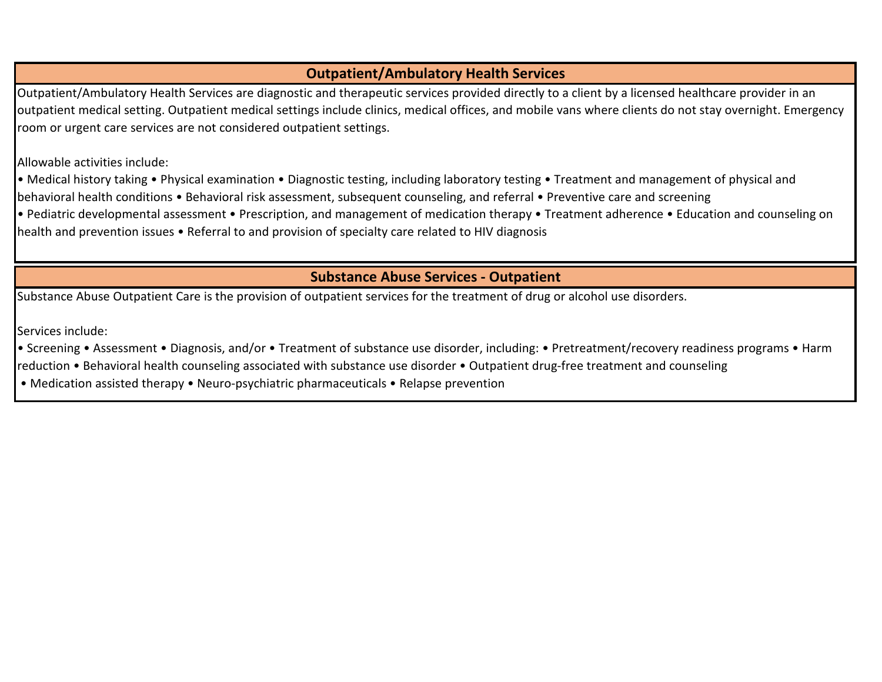## Outpatient/Ambulatory Health Services

Outpatient/Ambulatory Health Services are diagnostic and therapeutic services provided directly to a client by a licensed healthcare provider in an outpatient medical setting. Outpatient medical settings include clinics, medical offices, and mobile vans where clients do not stay overnight. Emergency room or urgent care services are not considered outpatient settings.

Allowable activities include:

• Medical history taking • Physical examination • Diagnostic testing, including laboratory testing • Treatment and management of physical and behavioral health conditions • Behavioral risk assessment, subsequent counseling, and referral • Preventive care and screening
• Pediatric developmental assessment • Prescription, and management of medication therapy • Treatment adherence • Education and counseling on health and prevention issues • Referral to and provision of specialty care related to HIV diagnosis

## Substance Abuse Services - Outpatient

Substance Abuse Outpatient Care is the provision of outpatient services for the treatment of drug or alcohol use disorders.

Services include:

• Screening • Assessment • Diagnosis, and/or • Treatment of substance use disorder, including: • Pretreatment/recovery readiness programs • Harm reduction • Behavioral health counseling associated with substance use disorder • Outpatient drug-free treatment and counseling
• Medication assisted therapy • Neuro-psychiatric pharmaceuticals • Relapse prevention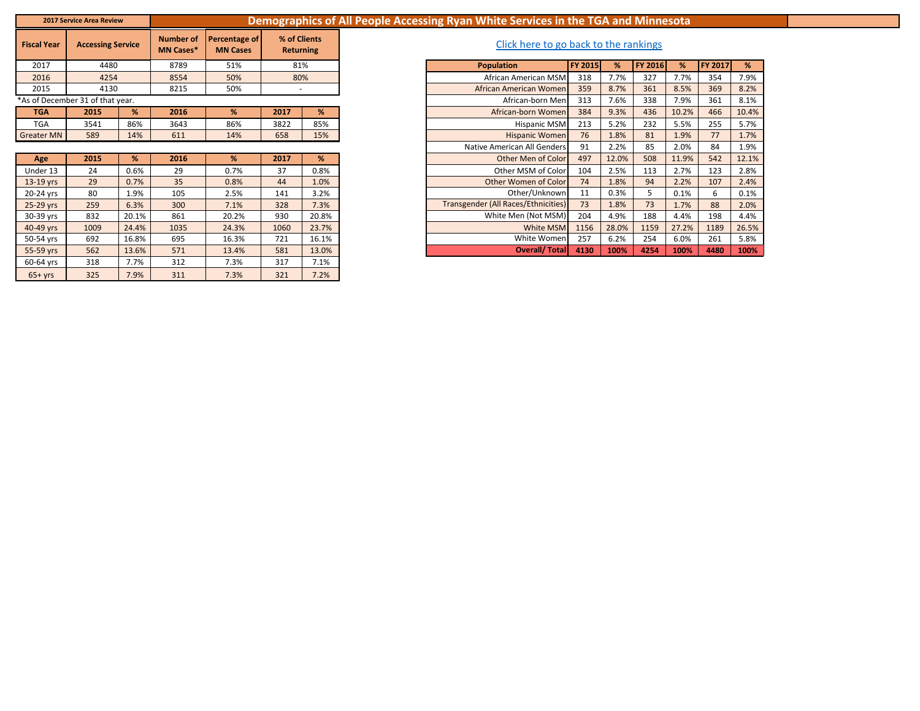**2017 Service Area Review**

# Demographics of All People Accessing Ryan White Services in the TGA and Minnesota

| Fiscal Year | Accessing Service | Number of MN Cases* | Percentage of MN Cases | % of Clients Returning |
|---|---|---|---|---|
| 2017 | 4480 | 8789 | 51% | 81% |
| 2016 | 4254 | 8554 | 50% | 80% |
| 2015 | 4130 | 8215 | 50% | - |

*As of December 31 of that year.

| TGA | 2015 | % | 2016 | % | 2017 | % |
|---|---|---|---|---|---|---|
| TGA | 3541 | 86% | 3643 | 86% | 3822 | 85% |
| Greater MN | 589 | 14% | 611 | 14% | 658 | 15% |

| Age | 2015 | % | 2016 | % | 2017 | % |
|---|---|---|---|---|---|---|
| Under 13 | 24 | 0.6% | 29 | 0.7% | 37 | 0.8% |
| 13-19 yrs | 29 | 0.7% | 35 | 0.8% | 44 | 1.0% |
| 20-24 yrs | 80 | 1.9% | 105 | 2.5% | 141 | 3.2% |
| 25-29 yrs | 259 | 6.3% | 300 | 7.1% | 328 | 7.3% |
| 30-39 yrs | 832 | 20.1% | 861 | 20.2% | 930 | 20.8% |
| 40-49 yrs | 1009 | 24.4% | 1035 | 24.3% | 1060 | 23.7% |
| 50-54 yrs | 692 | 16.8% | 695 | 16.3% | 721 | 16.1% |
| 55-59 yrs | 562 | 13.6% | 571 | 13.4% | 581 | 13.0% |
| 60-64 yrs | 318 | 7.7% | 312 | 7.3% | 317 | 7.1% |
| 65+ yrs | 325 | 7.9% | 311 | 7.3% | 321 | 7.2% |

Click here to go back to the rankings

| Population | FY 2015 | % | FY 2016 | % | FY 2017 | % |
|---|---|---|---|---|---|---|
| African American MSM | 318 | 7.7% | 327 | 7.7% | 354 | 7.9% |
| African American Women | 359 | 8.7% | 361 | 8.5% | 369 | 8.2% |
| African-born Men | 313 | 7.6% | 338 | 7.9% | 361 | 8.1% |
| African-born Women | 384 | 9.3% | 436 | 10.2% | 466 | 10.4% |
| Hispanic MSM | 213 | 5.2% | 232 | 5.5% | 255 | 5.7% |
| Hispanic Women | 76 | 1.8% | 81 | 1.9% | 77 | 1.7% |
| Native American All Genders | 91 | 2.2% | 85 | 2.0% | 84 | 1.9% |
| Other Men of Color | 497 | 12.0% | 508 | 11.9% | 542 | 12.1% |
| Other MSM of Color | 104 | 2.5% | 113 | 2.7% | 123 | 2.8% |
| Other Women of Color | 74 | 1.8% | 94 | 2.2% | 107 | 2.4% |
| Other/Unknown | 11 | 0.3% | 5 | 0.1% | 6 | 0.1% |
| Transgender (All Races/Ethnicities) | 73 | 1.8% | 73 | 1.7% | 88 | 2.0% |
| White Men (Not MSM) | 204 | 4.9% | 188 | 4.4% | 198 | 4.4% |
| White MSM | 1156 | 28.0% | 1159 | 27.2% | 1189 | 26.5% |
| White Women | 257 | 6.2% | 254 | 6.0% | 261 | 5.8% |
| **Overall/ Total** | **4130** | **100%** | **4254** | **100%** | **4480** | **100%** |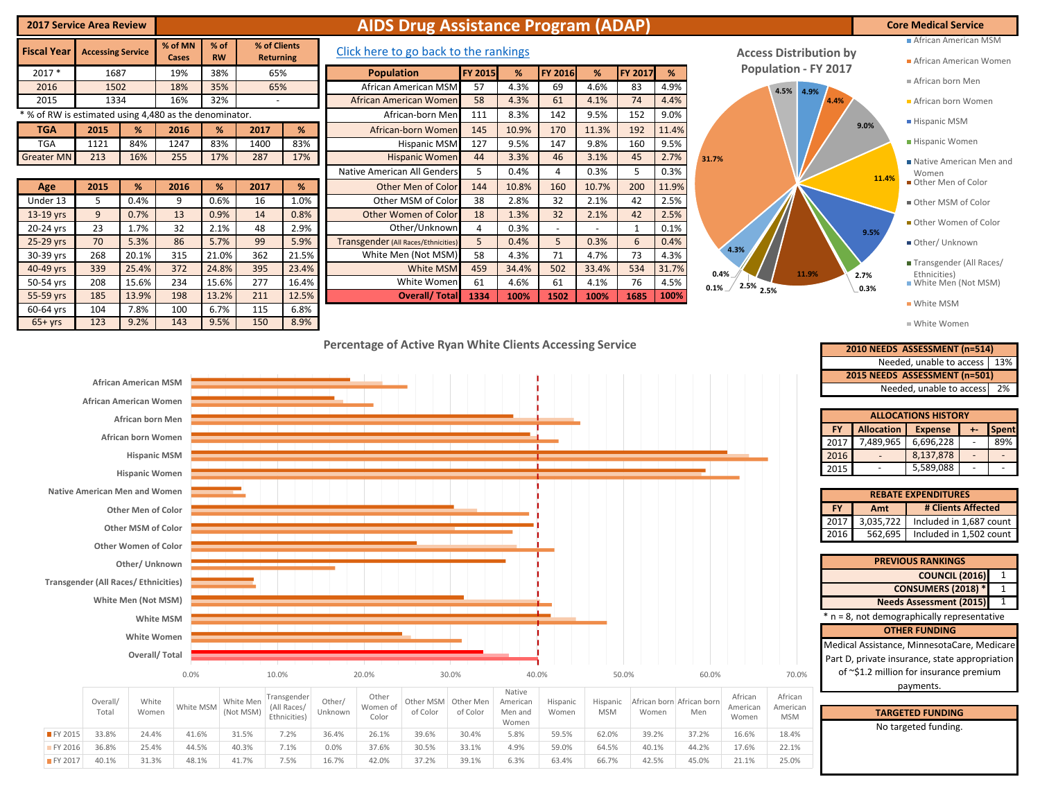**2017 Service Area Review**

# AIDS Drug Assistance Program (ADAP)

**Core Medical Service**

| Fiscal Year | Accessing Service | % of MN Cases | % of RW | % of Clients Returning |
|---|---|---|---|---|
| 2017 * | 1687 | 19% | 38% | 65% |
| 2016 | 1502 | 18% | 35% | 65% |
| 2015 | 1334 | 16% | 32% | - |

* % of RW is estimated using 4,480 as the denominator.

| TGA | 2015 | % | 2016 | % | 2017 | % |
|---|---|---|---|---|---|---|
| TGA | 1121 | 84% | 1247 | 83% | 1400 | 83% |
| Greater MN | 213 | 16% | 255 | 17% | 287 | 17% |

| Age | 2015 | % | 2016 | % | 2017 | % |
|---|---|---|---|---|---|---|
| Under 13 | 5 | 0.4% | 9 | 0.6% | 16 | 1.0% |
| 13-19 yrs | 9 | 0.7% | 13 | 0.9% | 14 | 0.8% |
| 20-24 yrs | 23 | 1.7% | 32 | 2.1% | 48 | 2.9% |
| 25-29 yrs | 70 | 5.3% | 86 | 5.7% | 99 | 5.9% |
| 30-39 yrs | 268 | 20.1% | 315 | 21.0% | 362 | 21.5% |
| 40-49 yrs | 339 | 25.4% | 372 | 24.8% | 395 | 23.4% |
| 50-54 yrs | 208 | 15.6% | 234 | 15.6% | 277 | 16.4% |
| 55-59 yrs | 185 | 13.9% | 198 | 13.2% | 211 | 12.5% |
| 60-64 yrs | 104 | 7.8% | 100 | 6.7% | 115 | 6.8% |
| 65+ yrs | 123 | 9.2% | 143 | 9.5% | 150 | 8.9% |

Click here to go back to the rankings

| Population | FY 2015 | % | FY 2016 | % | FY 2017 | % |
|---|---|---|---|---|---|---|
| African American MSM | 57 | 4.3% | 69 | 4.6% | 83 | 4.9% |
| African American Women | 58 | 4.3% | 61 | 4.1% | 74 | 4.4% |
| African-born Men | 111 | 8.3% | 142 | 9.5% | 152 | 9.0% |
| African-born Women | 145 | 10.9% | 170 | 11.3% | 192 | 11.4% |
| Hispanic MSM | 127 | 9.5% | 147 | 9.8% | 160 | 9.5% |
| Hispanic Women | 44 | 3.3% | 46 | 3.1% | 45 | 2.7% |
| Native American All Genders | 5 | 0.4% | 4 | 0.3% | 5 | 0.3% |
| Other Men of Color | 144 | 10.8% | 160 | 10.7% | 200 | 11.9% |
| Other MSM of Color | 38 | 2.8% | 32 | 2.1% | 42 | 2.5% |
| Other Women of Color | 18 | 1.3% | 32 | 2.1% | 42 | 2.5% |
| Other/Unknown | 4 | 0.3% | - | - | 1 | 0.1% |
| Transgender (All Races/Ethnicities) | 5 | 0.4% | 5 | 0.3% | 6 | 0.4% |
| White Men (Not MSM) | 58 | 4.3% | 71 | 4.7% | 73 | 4.3% |
| White MSM | 459 | 34.4% | 502 | 33.4% | 534 | 31.7% |
| White Women | 61 | 4.6% | 61 | 4.1% | 76 | 4.5% |
| **Overall/ Total** | **1334** | **100%** | **1502** | **100%** | **1685** | **100%** |

**Access Distribution by Population - FY 2017**

| Population | % |
|---|---|
| African American MSM | 4.9% |
| African American Women | 4.4% |
| African born Men | 9.0% |
| African born Women | 11.4% |
| Hispanic MSM | 9.5% |
| Hispanic Women | 2.7% |
| Native American Men and Women | 0.3% |
| Other Men of Color | 11.9% |
| Other MSM of Color | 2.5% |
| Other Women of Color | 2.5% |
| Other/ Unknown | 0.1% |
| Transgender (All Races/ Ethnicities) | 0.4% |
| White Men (Not MSM) | 4.3% |
| White MSM | 31.7% |
| White Women | 4.5% |

**Percentage of Active Ryan White Clients Accessing Service**

| | Overall/ Total | White Women | White MSM | White Men (Not MSM) | Transgender (All Races/ Ethnicities) | Other/ Unknown | Other Women of Color | Other MSM of Color | Other Men of Color | Native American Men and Women | Hispanic Women | Hispanic MSM | African born Women | African born Men | African American Women | African American MSM |
|---|---|---|---|---|---|---|---|---|---|---|---|---|---|---|---|---|
| FY 2015 | 33.8% | 24.4% | 41.6% | 31.5% | 7.2% | 36.4% | 26.1% | 39.6% | 30.4% | 5.8% | 59.5% | 62.0% | 39.2% | 37.2% | 16.6% | 18.4% |
| FY 2016 | 36.8% | 25.4% | 44.5% | 40.3% | 7.1% | 0.0% | 37.6% | 30.5% | 33.1% | 4.9% | 59.0% | 64.5% | 40.1% | 44.2% | 17.6% | 22.1% |
| FY 2017 | 40.1% | 31.3% | 48.1% | 41.7% | 7.5% | 16.7% | 42.0% | 37.2% | 39.1% | 6.3% | 63.4% | 66.7% | 42.5% | 45.0% | 21.1% | 25.0% |

| 2010 NEEDS ASSESSMENT (n=514) | |
|---|---|
| Needed, unable to access | 13% |
| **2015 NEEDS ASSESSMENT (n=501)** | |
| Needed, unable to access | 2% |

**ALLOCATIONS HISTORY**

| FY | Allocation | Expense | +- | Spent |
|---|---|---|---|---|
| 2017 | 7,489,965 | 6,696,228 | - | 89% |
| 2016 | - | 8,137,878 | - | - |
| 2015 | - | 5,589,088 | - | - |

**REBATE EXPENDITURES**

| FY | Amt | # Clients Affected |
|---|---|---|
| 2017 | 3,035,722 | Included in 1,687 count |
| 2016 | 562,695 | Included in 1,502 count |

**PREVIOUS RANKINGS**

| | |
|---|---|
| COUNCIL (2016) | 1 |
| CONSUMERS (2018) * | 1 |
| Needs Assessment (2015) | 1 |

* n = 8, not demographically representative

**OTHER FUNDING**

Medical Assistance, MinnesotaCare, Medicare Part D, private insurance, state appropriation of ~$1.2 million for insurance premium payments.

**TARGETED FUNDING**

No targeted funding.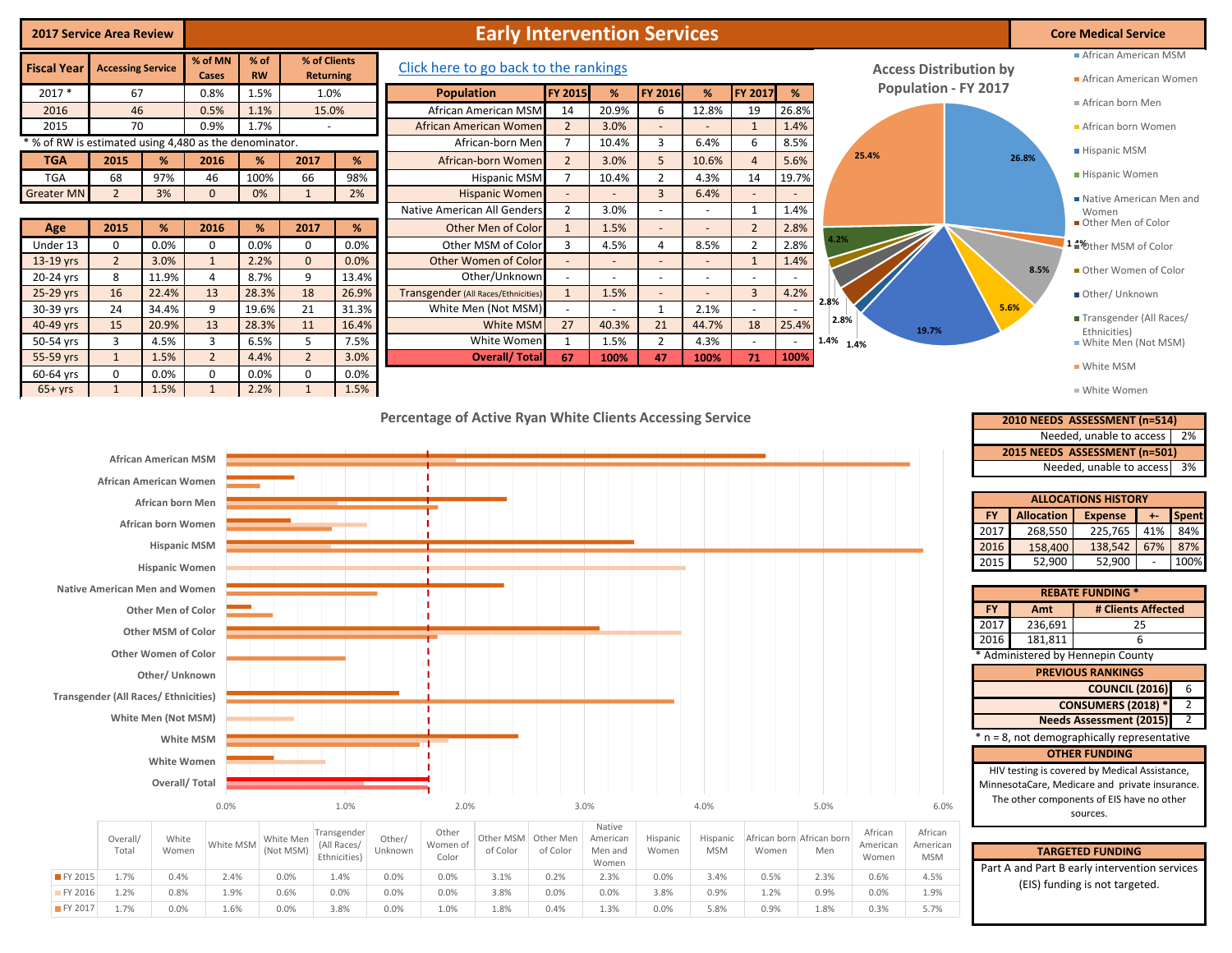**2017 Service Area Review**

# Early Intervention Services

**Core Medical Service**

| Fiscal Year | Accessing Service | % of MN Cases | % of RW | % of Clients Returning |
|---|---|---|---|---|
| 2017 * | 67 | 0.8% | 1.5% | 1.0% |
| 2016 | 46 | 0.5% | 1.1% | 15.0% |
| 2015 | 70 | 0.9% | 1.7% | - |

* % of RW is estimated using 4,480 as the denominator.

| TGA | 2015 | % | 2016 | % | 2017 | % |
|---|---|---|---|---|---|---|
| TGA | 68 | 97% | 46 | 100% | 66 | 98% |
| Greater MN | 2 | 3% | 0 | 0% | 1 | 2% |

| Age | 2015 | % | 2016 | % | 2017 | % |
|---|---|---|---|---|---|---|
| Under 13 | 0 | 0.0% | 0 | 0.0% | 0 | 0.0% |
| 13-19 yrs | 2 | 3.0% | 1 | 2.2% | 0 | 0.0% |
| 20-24 yrs | 8 | 11.9% | 4 | 8.7% | 9 | 13.4% |
| 25-29 yrs | 16 | 22.4% | 13 | 28.3% | 18 | 26.9% |
| 30-39 yrs | 24 | 34.4% | 9 | 19.6% | 21 | 31.3% |
| 40-49 yrs | 15 | 20.9% | 13 | 28.3% | 11 | 16.4% |
| 50-54 yrs | 3 | 4.5% | 3 | 6.5% | 5 | 7.5% |
| 55-59 yrs | 1 | 1.5% | 2 | 4.4% | 2 | 3.0% |
| 60-64 yrs | 0 | 0.0% | 0 | 0.0% | 0 | 0.0% |
| 65+ yrs | 1 | 1.5% | 1 | 2.2% | 1 | 1.5% |

Click here to go back to the rankings

| Population | FY 2015 | % | FY 2016 | % | FY 2017 | % |
|---|---|---|---|---|---|---|
| African American MSM | 14 | 20.9% | 6 | 12.8% | 19 | 26.8% |
| African American Women | 2 | 3.0% | - | - | 1 | 1.4% |
| African-born Men | 7 | 10.4% | 3 | 6.4% | 6 | 8.5% |
| African-born Women | 2 | 3.0% | 5 | 10.6% | 4 | 5.6% |
| Hispanic MSM | 7 | 10.4% | 2 | 4.3% | 14 | 19.7% |
| Hispanic Women | - | - | 3 | 6.4% | - | - |
| Native American All Genders | 2 | 3.0% | - | - | 1 | 1.4% |
| Other Men of Color | 1 | 1.5% | - | - | 2 | 2.8% |
| Other MSM of Color | 3 | 4.5% | 4 | 8.5% | 2 | 2.8% |
| Other Women of Color | - | - | - | - | 1 | 1.4% |
| Other/Unknown | - | - | - | - | - | - |
| Transgender (All Races/Ethnicities) | 1 | 1.5% | - | - | 3 | 4.2% |
| White Men (Not MSM) | - | - | 1 | 2.1% | - | - |
| White MSM | 27 | 40.3% | 21 | 44.7% | 18 | 25.4% |
| White Women | 1 | 1.5% | 2 | 4.3% | - | - |
| **Overall/ Total** | **67** | **100%** | **47** | **100%** | **71** | **100%** |

**Access Distribution by Population - FY 2017**

**Percentage of Active Ryan White Clients Accessing Service**

| | Overall/ Total | White Women | White MSM | White Men (Not MSM) | Transgender (All Races/ Ethnicities) | Other/ Unknown | Other Women of Color | Other MSM of Color | Other Men of Color | Native American Men and Women | Hispanic Women | Hispanic MSM | African born Women | African born Men | African American Women | African American MSM |
|---|---|---|---|---|---|---|---|---|---|---|---|---|---|---|---|---|
| FY 2015 | 1.7% | 0.4% | 2.4% | 0.0% | 1.4% | 0.0% | 0.0% | 3.1% | 0.2% | 2.3% | 0.0% | 3.4% | 0.5% | 2.3% | 0.6% | 4.5% |
| FY 2016 | 1.2% | 0.8% | 1.9% | 0.6% | 0.0% | 0.0% | 0.0% | 3.8% | 0.0% | 0.0% | 3.8% | 0.9% | 1.2% | 0.9% | 0.0% | 1.9% |
| FY 2017 | 1.7% | 0.0% | 1.6% | 0.0% | 3.8% | 0.0% | 1.0% | 1.8% | 0.4% | 1.3% | 0.0% | 5.8% | 0.9% | 1.8% | 0.3% | 5.7% |

| 2010 NEEDS ASSESSMENT (n=514) | |
|---|---|
| Needed, unable to access | 2% |
| **2015 NEEDS ASSESSMENT (n=501)** | |
| Needed, unable to access | 3% |

**ALLOCATIONS HISTORY**

| FY | Allocation | Expense | +- | Spent |
|---|---|---|---|---|
| 2017 | 268,550 | 225,765 | 41% | 84% |
| 2016 | 158,400 | 138,542 | 67% | 87% |
| 2015 | 52,900 | 52,900 | - | 100% |

**REBATE FUNDING ***

| FY | Amt | # Clients Affected |
|---|---|---|
| 2017 | 236,691 | 25 |
| 2016 | 181,811 | 6 |

* Administered by Hennepin County

**PREVIOUS RANKINGS**

| | |
|---|---|
| COUNCIL (2016) | 6 |
| CONSUMERS (2018) * | 2 |
| Needs Assessment (2015) | 2 |

* n = 8, not demographically representative

**OTHER FUNDING**

HIV testing is covered by Medical Assistance, MinnesotaCare, Medicare and private insurance. The other components of EIS have no other sources.

**TARGETED FUNDING**

Part A and Part B early intervention services (EIS) funding is not targeted.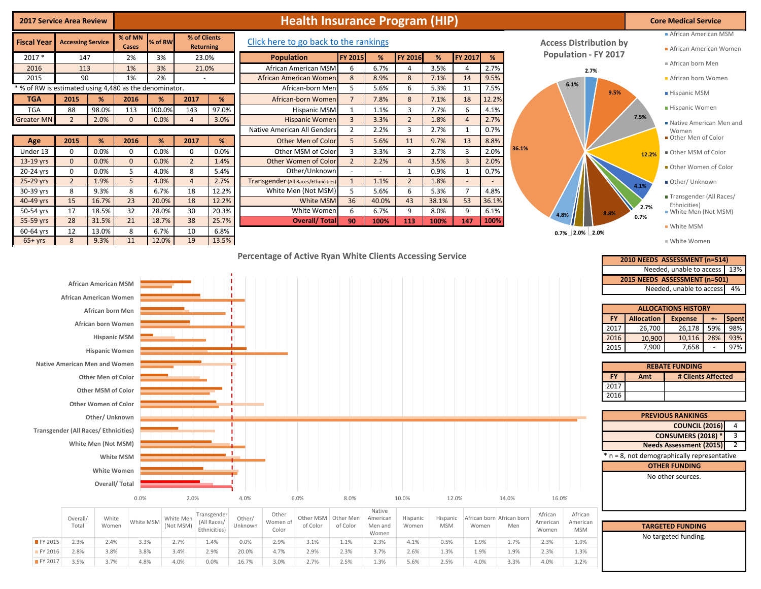**2017 Service Area Review**

# Health Insurance Program (HIP)

**Core Medical Service**

| Fiscal Year | Accessing Service | % of MN Cases | % of RW | % of Clients Returning |
|---|---|---|---|---|
| 2017 * | 147 | 2% | 3% | 23.0% |
| 2016 | 113 | 1% | 3% | 21.0% |
| 2015 | 90 | 1% | 2% | - |

* % of RW is estimated using 4,480 as the denominator.

| TGA | 2015 | % | 2016 | % | 2017 | % |
|---|---|---|---|---|---|---|
| TGA | 88 | 98.0% | 113 | 100.0% | 143 | 97.0% |
| Greater MN | 2 | 2.0% | 0 | 0.0% | 4 | 3.0% |

| Age | 2015 | % | 2016 | % | 2017 | % |
|---|---|---|---|---|---|---|
| Under 13 | 0 | 0.0% | 0 | 0.0% | 0 | 0.0% |
| 13-19 yrs | 0 | 0.0% | 0 | 0.0% | 2 | 1.4% |
| 20-24 yrs | 0 | 0.0% | 5 | 4.0% | 8 | 5.4% |
| 25-29 yrs | 2 | 1.9% | 5 | 4.0% | 4 | 2.7% |
| 30-39 yrs | 8 | 9.3% | 8 | 6.7% | 18 | 12.2% |
| 40-49 yrs | 15 | 16.7% | 23 | 20.0% | 18 | 12.2% |
| 50-54 yrs | 17 | 18.5% | 32 | 28.0% | 30 | 20.3% |
| 55-59 yrs | 28 | 31.5% | 21 | 18.7% | 38 | 25.7% |
| 60-64 yrs | 12 | 13.0% | 8 | 6.7% | 10 | 6.8% |
| 65+ yrs | 8 | 9.3% | 11 | 12.0% | 19 | 13.5% |

[Click here to go back to the rankings]

| Population | FY 2015 | % | FY 2016 | % | FY 2017 | % |
|---|---|---|---|---|---|---|
| African American MSM | 6 | 6.7% | 4 | 3.5% | 4 | 2.7% |
| African American Women | 8 | 8.9% | 8 | 7.1% | 14 | 9.5% |
| African-born Men | 5 | 5.6% | 6 | 5.3% | 11 | 7.5% |
| African-born Women | 7 | 7.8% | 8 | 7.1% | 18 | 12.2% |
| Hispanic MSM | 1 | 1.1% | 3 | 2.7% | 6 | 4.1% |
| Hispanic Women | 3 | 3.3% | 2 | 1.8% | 4 | 2.7% |
| Native American All Genders | 2 | 2.2% | 3 | 2.7% | 1 | 0.7% |
| Other Men of Color | 5 | 5.6% | 11 | 9.7% | 13 | 8.8% |
| Other MSM of Color | 3 | 3.3% | 3 | 2.7% | 3 | 2.0% |
| Other Women of Color | 2 | 2.2% | 4 | 3.5% | 3 | 2.0% |
| Other/Unknown | - | - | 1 | 0.9% | 1 | 0.7% |
| Transgender (All Races/Ethnicities) | 1 | 1.1% | 2 | 1.8% | - | - |
| White Men (Not MSM) | 5 | 5.6% | 6 | 5.3% | 7 | 4.8% |
| White MSM | 36 | 40.0% | 43 | 38.1% | 53 | 36.1% |
| White Women | 6 | 6.7% | 9 | 8.0% | 9 | 6.1% |
| **Overall/ Total** | **90** | **100%** | **113** | **100%** | **147** | **100%** |

**Access Distribution by Population - FY 2017**

Legend: African American MSM 2.7%; African American Women 9.5%; African born Men 7.5%; African born Women 12.2%; Hispanic MSM 4.1%; Hispanic Women 2.7%; Native American Men and Women 0.7%; Other Men of Color 8.8%; Other MSM of Color 2.0%; Other Women of Color 2.0%; Other/ Unknown 0.7%; Transgender (All Races/ Ethnicities); White Men (Not MSM) 4.8%; White MSM 36.1%; White Women 6.1%

**Percentage of Active Ryan White Clients Accessing Service**

| | Overall/ Total | White Women | White MSM | White Men (Not MSM) | Transgender (All Races/ Ethnicities) | Other/ Unknown | Other Women of Color | Other MSM of Color | Other Men of Color | Native American Men and Women | Hispanic Women | Hispanic MSM | African born Women | African born Men | African American Women | African American MSM |
|---|---|---|---|---|---|---|---|---|---|---|---|---|---|---|---|---|
| FY 2015 | 2.3% | 2.4% | 3.3% | 2.7% | 1.4% | 0.0% | 2.9% | 3.1% | 1.1% | 2.3% | 4.1% | 0.5% | 1.9% | 1.7% | 2.3% | 1.9% |
| FY 2016 | 2.8% | 3.8% | 3.8% | 3.4% | 2.9% | 20.0% | 4.7% | 2.9% | 2.3% | 3.7% | 2.6% | 1.3% | 1.9% | 1.9% | 2.3% | 1.3% |
| FY 2017 | 3.5% | 3.7% | 4.8% | 4.0% | 0.0% | 16.7% | 3.0% | 2.7% | 2.5% | 1.3% | 5.6% | 2.5% | 4.0% | 3.3% | 4.0% | 1.2% |

| 2010 NEEDS ASSESSMENT (n=514) | |
|---|---|
| Needed, unable to access | 13% |
| **2015 NEEDS ASSESSMENT (n=501)** | |
| Needed, unable to access | 4% |

**ALLOCATIONS HISTORY**

| FY | Allocation | Expense | +- | Spent |
|---|---|---|---|---|
| 2017 | 26,700 | 26,178 | 59% | 98% |
| 2016 | 10,900 | 10,116 | 28% | 93% |
| 2015 | 7,900 | 7,658 | - | 97% |

**REBATE FUNDING**

| FY | Amt | # Clients Affected |
|---|---|---|
| 2017 | | |
| 2016 | | |

**PREVIOUS RANKINGS**

| | |
|---|---|
| COUNCIL (2016) | 4 |
| CONSUMERS (2018) * | 3 |
| Needs Assessment (2015) | 2 |

* n = 8, not demographically representative

**OTHER FUNDING**

No other sources.

**TARGETED FUNDING**

No targeted funding.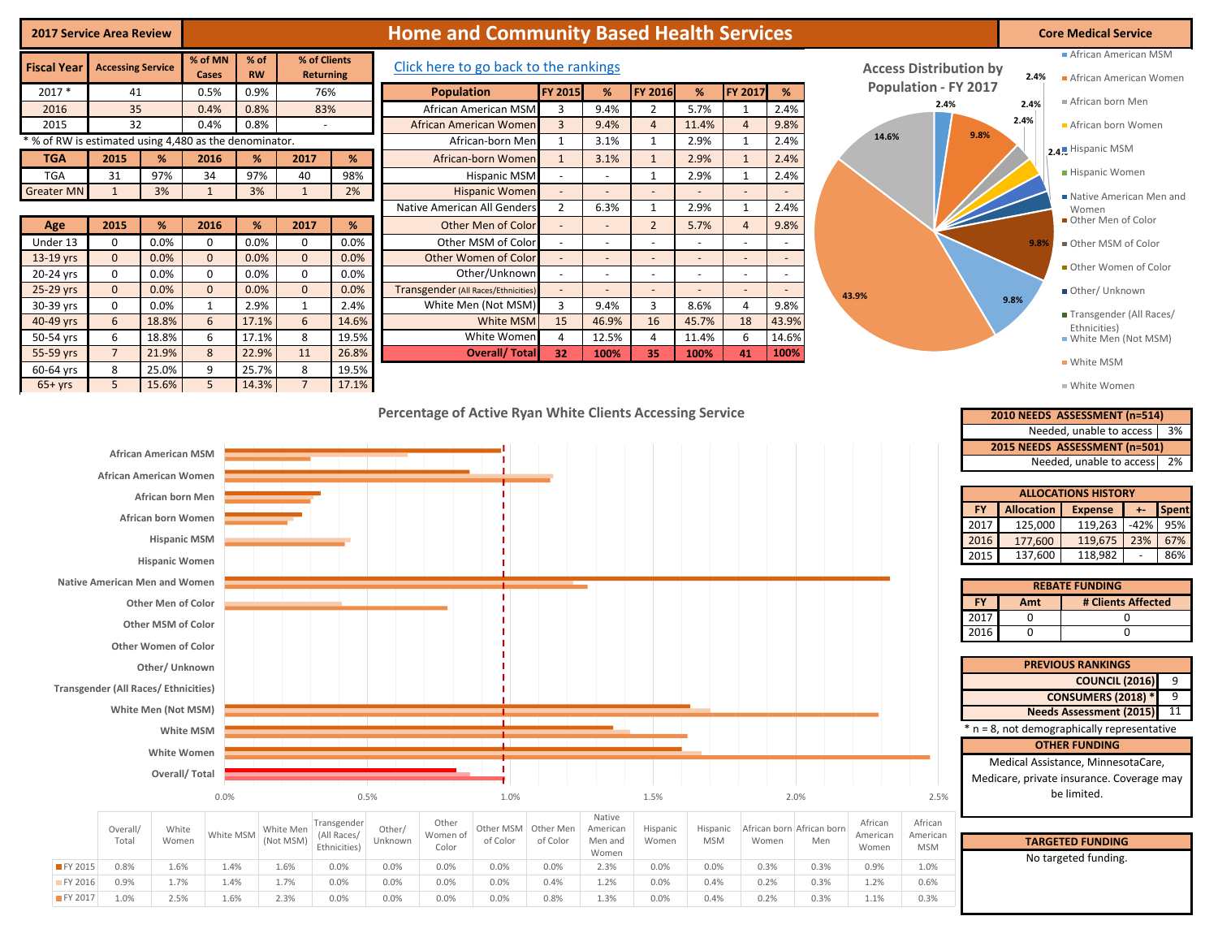**2017 Service Area Review**

# Home and Community Based Health Services

**Core Medical Service**

| Fiscal Year | Accessing Service | % of MN Cases | % of RW | % of Clients Returning |
|---|---|---|---|---|
| 2017 * | 41 | 0.5% | 0.9% | 76% |
| 2016 | 35 | 0.4% | 0.8% | 83% |
| 2015 | 32 | 0.4% | 0.8% | - |

* % of RW is estimated using 4,480 as the denominator.

| TGA | 2015 | % | 2016 | % | 2017 | % |
|---|---|---|---|---|---|---|
| TGA | 31 | 97% | 34 | 97% | 40 | 98% |
| Greater MN | 1 | 3% | 1 | 3% | 1 | 2% |

| Age | 2015 | % | 2016 | % | 2017 | % |
|---|---|---|---|---|---|---|
| Under 13 | 0 | 0.0% | 0 | 0.0% | 0 | 0.0% |
| 13-19 yrs | 0 | 0.0% | 0 | 0.0% | 0 | 0.0% |
| 20-24 yrs | 0 | 0.0% | 0 | 0.0% | 0 | 0.0% |
| 25-29 yrs | 0 | 0.0% | 0 | 0.0% | 0 | 0.0% |
| 30-39 yrs | 0 | 0.0% | 1 | 2.9% | 1 | 2.4% |
| 40-49 yrs | 6 | 18.8% | 6 | 17.1% | 6 | 14.6% |
| 50-54 yrs | 6 | 18.8% | 6 | 17.1% | 8 | 19.5% |
| 55-59 yrs | 7 | 21.9% | 8 | 22.9% | 11 | 26.8% |
| 60-64 yrs | 8 | 25.0% | 9 | 25.7% | 8 | 19.5% |
| 65+ yrs | 5 | 15.6% | 5 | 14.3% | 7 | 17.1% |

Click here to go back to the rankings

| Population | FY 2015 | % | FY 2016 | % | FY 2017 | % |
|---|---|---|---|---|---|---|
| African American MSM | 3 | 9.4% | 2 | 5.7% | 1 | 2.4% |
| African American Women | 3 | 9.4% | 4 | 11.4% | 4 | 9.8% |
| African-born Men | 1 | 3.1% | 1 | 2.9% | 1 | 2.4% |
| African-born Women | 1 | 3.1% | 1 | 2.9% | 1 | 2.4% |
| Hispanic MSM | - | - | 1 | 2.9% | 1 | 2.4% |
| Hispanic Women | - | - | - | - | - | - |
| Native American All Genders | 2 | 6.3% | 1 | 2.9% | 1 | 2.4% |
| Other Men of Color | - | - | 2 | 5.7% | 4 | 9.8% |
| Other MSM of Color | - | - | - | - | - | - |
| Other Women of Color | - | - | - | - | - | - |
| Other/Unknown | - | - | - | - | - | - |
| Transgender (All Races/Ethnicities) | - | - | - | - | - | - |
| White Men (Not MSM) | 3 | 9.4% | 3 | 8.6% | 4 | 9.8% |
| White MSM | 15 | 46.9% | 16 | 45.7% | 18 | 43.9% |
| White Women | 4 | 12.5% | 4 | 11.4% | 6 | 14.6% |
| **Overall/ Total** | **32** | **100%** | **35** | **100%** | **41** | **100%** |

**Access Distribution by Population - FY 2017**

**Percentage of Active Ryan White Clients Accessing Service**

| | Overall/ Total | White Women | White MSM | White Men (Not MSM) | Transgender (All Races/ Ethnicities) | Other/ Unknown | Other Women of Color | Other MSM of Color | Other Men of Color | Native American Men and Women | Hispanic Women | Hispanic MSM | African born Women | African born Men | African American Women | African American MSM |
|---|---|---|---|---|---|---|---|---|---|---|---|---|---|---|---|---|
| FY 2015 | 0.8% | 1.6% | 1.4% | 1.6% | 0.0% | 0.0% | 0.0% | 0.0% | 0.0% | 2.3% | 0.0% | 0.0% | 0.3% | 0.3% | 0.9% | 1.0% |
| FY 2016 | 0.9% | 1.7% | 1.4% | 1.7% | 0.0% | 0.0% | 0.0% | 0.0% | 0.4% | 1.2% | 0.0% | 0.4% | 0.2% | 0.3% | 1.2% | 0.6% |
| FY 2017 | 1.0% | 2.5% | 1.6% | 2.3% | 0.0% | 0.0% | 0.0% | 0.0% | 0.8% | 1.3% | 0.0% | 0.4% | 0.2% | 0.3% | 1.1% | 0.3% |

| 2010 NEEDS ASSESSMENT (n=514) | |
|---|---|
| Needed, unable to access | 3% |
| **2015 NEEDS ASSESSMENT (n=501)** | |
| Needed, unable to access | 2% |

**ALLOCATIONS HISTORY**

| FY | Allocation | Expense | +- | Spent |
|---|---|---|---|---|
| 2017 | 125,000 | 119,263 | -42% | 95% |
| 2016 | 177,600 | 119,675 | 23% | 67% |
| 2015 | 137,600 | 118,982 | - | 86% |

**REBATE FUNDING**

| FY | Amt | # Clients Affected |
|---|---|---|
| 2017 | 0 | 0 |
| 2016 | 0 | 0 |

**PREVIOUS RANKINGS**

| | |
|---|---|
| COUNCIL (2016) | 9 |
| CONSUMERS (2018) * | 9 |
| Needs Assessment (2015) | 11 |

* n = 8, not demographically representative

**OTHER FUNDING**

Medical Assistance, MinnesotaCare, Medicare, private insurance. Coverage may be limited.

**TARGETED FUNDING**

No targeted funding.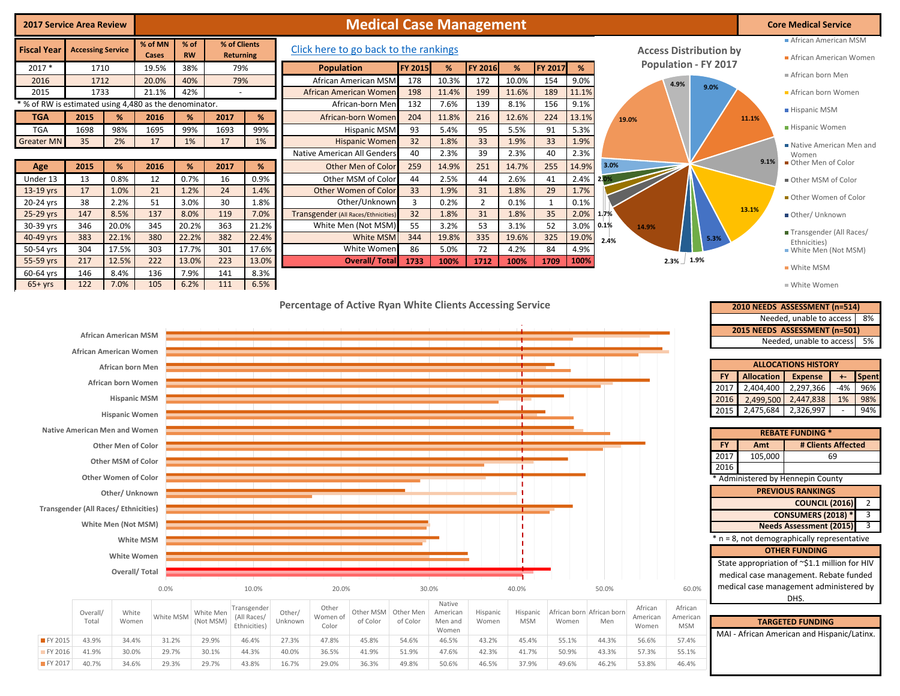**2017 Service Area Review**

# Medical Case Management

**Core Medical Service**

| Fiscal Year | Accessing Service | % of MN Cases | % of RW | % of Clients Returning |
|---|---|---|---|---|
| 2017 * | 1710 | 19.5% | 38% | 79% |
| 2016 | 1712 | 20.0% | 40% | 79% |
| 2015 | 1733 | 21.1% | 42% | - |

* % of RW is estimated using 4,480 as the denominator.

| TGA | 2015 | % | 2016 | % | 2017 | % |
|---|---|---|---|---|---|---|
| TGA | 1698 | 98% | 1695 | 99% | 1693 | 99% |
| Greater MN | 35 | 2% | 17 | 1% | 17 | 1% |

| Age | 2015 | % | 2016 | % | 2017 | % |
|---|---|---|---|---|---|---|
| Under 13 | 13 | 0.8% | 12 | 0.7% | 16 | 0.9% |
| 13-19 yrs | 17 | 1.0% | 21 | 1.2% | 24 | 1.4% |
| 20-24 yrs | 38 | 2.2% | 51 | 3.0% | 30 | 1.8% |
| 25-29 yrs | 147 | 8.5% | 137 | 8.0% | 119 | 7.0% |
| 30-39 yrs | 346 | 20.0% | 345 | 20.2% | 363 | 21.2% |
| 40-49 yrs | 383 | 22.1% | 380 | 22.2% | 382 | 22.4% |
| 50-54 yrs | 304 | 17.5% | 303 | 17.7% | 301 | 17.6% |
| 55-59 yrs | 217 | 12.5% | 222 | 13.0% | 223 | 13.0% |
| 60-64 yrs | 146 | 8.4% | 136 | 7.9% | 141 | 8.3% |
| 65+ yrs | 122 | 7.0% | 105 | 6.2% | 111 | 6.5% |

Click here to go back to the rankings

| Population | FY 2015 | % | FY 2016 | % | FY 2017 | % |
|---|---|---|---|---|---|---|
| African American MSM | 178 | 10.3% | 172 | 10.0% | 154 | 9.0% |
| African American Women | 198 | 11.4% | 199 | 11.6% | 189 | 11.1% |
| African-born Men | 132 | 7.6% | 139 | 8.1% | 156 | 9.1% |
| African-born Women | 204 | 11.8% | 216 | 12.6% | 224 | 13.1% |
| Hispanic MSM | 93 | 5.4% | 95 | 5.5% | 91 | 5.3% |
| Hispanic Women | 32 | 1.8% | 33 | 1.9% | 33 | 1.9% |
| Native American All Genders | 40 | 2.3% | 39 | 2.3% | 40 | 2.3% |
| Other Men of Color | 259 | 14.9% | 251 | 14.7% | 255 | 14.9% |
| Other MSM of Color | 44 | 2.5% | 44 | 2.6% | 41 | 2.4% |
| Other Women of Color | 33 | 1.9% | 31 | 1.8% | 29 | 1.7% |
| Other/Unknown | 3 | 0.2% | 2 | 0.1% | 1 | 0.1% |
| Transgender (All Races/Ethnicities) | 32 | 1.8% | 31 | 1.8% | 35 | 2.0% |
| White Men (Not MSM) | 55 | 3.2% | 53 | 3.1% | 52 | 3.0% |
| White MSM | 344 | 19.8% | 335 | 19.6% | 325 | 19.0% |
| White Women | 86 | 5.0% | 72 | 4.2% | 84 | 4.9% |
| Overall/ Total | 1733 | 100% | 1712 | 100% | 1709 | 100% |

**Access Distribution by Population - FY 2017**

| Population | % |
|---|---|
| African American MSM | 9.0% |
| African American Women | 11.1% |
| African born Men | 9.1% |
| African born Women | 13.1% |
| Hispanic MSM | 5.3% |
| Hispanic Women | 1.9% |
| Native American Men and Women | 2.3% |
| Other Men of Color | 14.9% |
| Other MSM of Color | 2.4% |
| Other Women of Color | 1.7% |
| Other/ Unknown | 0.1% |
| Transgender (All Races/ Ethnicities) | 2.0% |
| White Men (Not MSM) | 3.0% |
| White MSM | 19.0% |
| White Women | 4.9% |

**Percentage of Active Ryan White Clients Accessing Service**

| | Overall/ Total | White Women | White MSM | White Men (Not MSM) | Transgender (All Races/ Ethnicities) | Other/ Unknown | Other Women of Color | Other MSM of Color | Other Men of Color | Native American Men and Women | Hispanic Women | Hispanic MSM | African born Women | African born Men | African American Women | African American MSM |
|---|---|---|---|---|---|---|---|---|---|---|---|---|---|---|---|---|
| FY 2015 | 43.9% | 34.4% | 31.2% | 29.9% | 46.4% | 27.3% | 47.8% | 45.8% | 54.6% | 46.5% | 43.2% | 45.4% | 55.1% | 44.3% | 56.6% | 57.4% |
| FY 2016 | 41.9% | 30.0% | 29.7% | 30.1% | 44.3% | 40.0% | 36.5% | 41.9% | 51.9% | 47.6% | 42.3% | 41.7% | 50.9% | 43.3% | 57.3% | 55.1% |
| FY 2017 | 40.7% | 34.6% | 29.3% | 29.7% | 43.8% | 16.7% | 29.0% | 36.3% | 49.8% | 50.6% | 46.5% | 37.9% | 49.6% | 46.2% | 53.8% | 46.4% |

| 2010 NEEDS ASSESSMENT (n=514) | |
|---|---|
| Needed, unable to access | 8% |
| **2015 NEEDS ASSESSMENT (n=501)** | |
| Needed, unable to access | 5% |

**ALLOCATIONS HISTORY**

| FY | Allocation | Expense | +- | Spent |
|---|---|---|---|---|
| 2017 | 2,404,400 | 2,297,366 | -4% | 96% |
| 2016 | 2,499,500 | 2,447,838 | 1% | 98% |
| 2015 | 2,475,684 | 2,326,997 | - | 94% |

**REBATE FUNDING ***

| FY | Amt | # Clients Affected |
|---|---|---|
| 2017 | 105,000 | 69 |
| 2016 | | |

* Administered by Hennepin County

**PREVIOUS RANKINGS**

| | |
|---|---|
| COUNCIL (2016) | 2 |
| CONSUMERS (2018) * | 3 |
| Needs Assessment (2015) | 3 |

* n = 8, not demographically representative

**OTHER FUNDING**

State appropriation of ~$1.1 million for HIV medical case management. Rebate funded medical case management administered by DHS.

**TARGETED FUNDING**

MAI - African American and Hispanic/Latinx.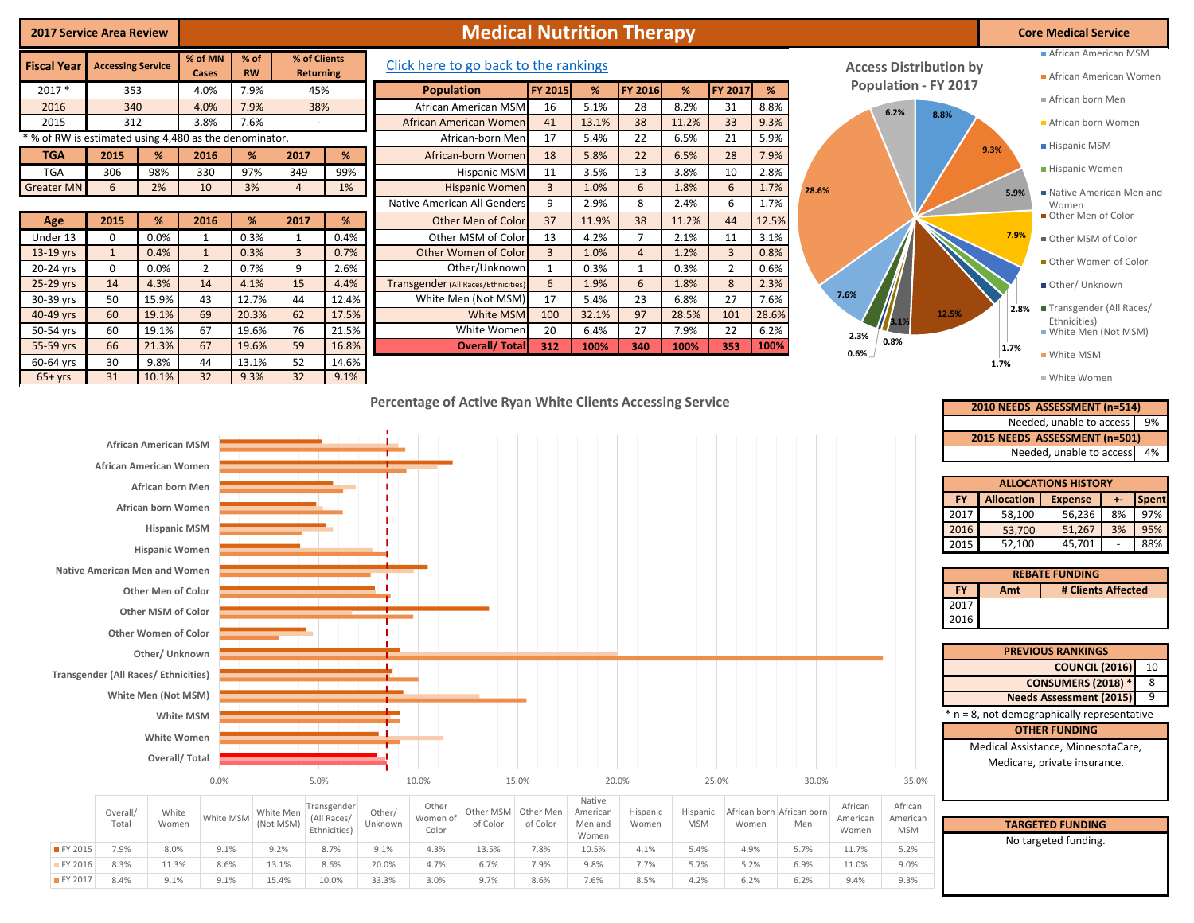**2017 Service Area Review**

# Medical Nutrition Therapy

**Core Medical Service**

| Fiscal Year | Accessing Service | % of MN Cases | % of RW | % of Clients Returning |
|---|---|---|---|---|
| 2017 * | 353 | 4.0% | 7.9% | 45% |
| 2016 | 340 | 4.0% | 7.9% | 38% |
| 2015 | 312 | 3.8% | 7.6% | - |

* % of RW is estimated using 4,480 as the denominator.

| TGA | 2015 | % | 2016 | % | 2017 | % |
|---|---|---|---|---|---|---|
| TGA | 306 | 98% | 330 | 97% | 349 | 99% |
| Greater MN | 6 | 2% | 10 | 3% | 4 | 1% |

| Age | 2015 | % | 2016 | % | 2017 | % |
|---|---|---|---|---|---|---|
| Under 13 | 0 | 0.0% | 1 | 0.3% | 1 | 0.4% |
| 13-19 yrs | 1 | 0.4% | 1 | 0.3% | 3 | 0.7% |
| 20-24 yrs | 0 | 0.0% | 2 | 0.7% | 9 | 2.6% |
| 25-29 yrs | 14 | 4.3% | 14 | 4.1% | 15 | 4.4% |
| 30-39 yrs | 50 | 15.9% | 43 | 12.7% | 44 | 12.4% |
| 40-49 yrs | 60 | 19.1% | 69 | 20.3% | 62 | 17.5% |
| 50-54 yrs | 60 | 19.1% | 67 | 19.6% | 76 | 21.5% |
| 55-59 yrs | 66 | 21.3% | 67 | 19.6% | 59 | 16.8% |
| 60-64 yrs | 30 | 9.8% | 44 | 13.1% | 52 | 14.6% |
| 65+ yrs | 31 | 10.1% | 32 | 9.3% | 32 | 9.1% |

Click here to go back to the rankings

| Population | FY 2015 | % | FY 2016 | % | FY 2017 | % |
|---|---|---|---|---|---|---|
| African American MSM | 16 | 5.1% | 28 | 8.2% | 31 | 8.8% |
| African American Women | 41 | 13.1% | 38 | 11.2% | 33 | 9.3% |
| African-born Men | 17 | 5.4% | 22 | 6.5% | 21 | 5.9% |
| African-born Women | 18 | 5.8% | 22 | 6.5% | 28 | 7.9% |
| Hispanic MSM | 11 | 3.5% | 13 | 3.8% | 10 | 2.8% |
| Hispanic Women | 3 | 1.0% | 6 | 1.8% | 6 | 1.7% |
| Native American All Genders | 9 | 2.9% | 8 | 2.4% | 6 | 1.7% |
| Other Men of Color | 37 | 11.9% | 38 | 11.2% | 44 | 12.5% |
| Other MSM of Color | 13 | 4.2% | 7 | 2.1% | 11 | 3.1% |
| Other Women of Color | 3 | 1.0% | 4 | 1.2% | 3 | 0.8% |
| Other/Unknown | 1 | 0.3% | 1 | 0.3% | 2 | 0.6% |
| Transgender (All Races/Ethnicities) | 6 | 1.9% | 6 | 1.8% | 8 | 2.3% |
| White Men (Not MSM) | 17 | 5.4% | 23 | 6.8% | 27 | 7.6% |
| White MSM | 100 | 32.1% | 97 | 28.5% | 101 | 28.6% |
| White Women | 20 | 6.4% | 27 | 7.9% | 22 | 6.2% |
| **Overall/ Total** | **312** | **100%** | **340** | **100%** | **353** | **100%** |

**Access Distribution by Population - FY 2017**

| Population | % |
|---|---|
| African American MSM | 8.8% |
| African American Women | 9.3% |
| African born Men | 5.9% |
| African born Women | 7.9% |
| Hispanic MSM | 2.8% |
| Hispanic Women | 1.7% |
| Native American Men and Women | 1.7% |
| Other Men of Color | 12.5% |
| Other MSM of Color | 3.1% |
| Other Women of Color | 0.8% |
| Other/ Unknown | 0.6% |
| Transgender (All Races/ Ethnicities) | 2.3% |
| White Men (Not MSM) | 7.6% |
| White MSM | 28.6% |
| White Women | 6.2% |

**Percentage of Active Ryan White Clients Accessing Service**

| | Overall/ Total | White Women | White MSM | White Men (Not MSM) | Transgender (All Races/ Ethnicities) | Other/ Unknown | Other Women of Color | Other MSM of Color | Other Men of Color | Native American Men and Women | Hispanic Women | Hispanic MSM | African born Women | African born Men | African American Women | African American MSM |
|---|---|---|---|---|---|---|---|---|---|---|---|---|---|---|---|---|
| FY 2015 | 7.9% | 8.0% | 9.1% | 9.2% | 8.7% | 9.1% | 4.3% | 13.5% | 7.8% | 10.5% | 4.1% | 5.4% | 4.9% | 5.7% | 11.7% | 5.2% |
| FY 2016 | 8.3% | 11.3% | 8.6% | 13.1% | 8.6% | 20.0% | 4.7% | 6.7% | 7.9% | 9.8% | 7.7% | 5.7% | 5.2% | 6.9% | 11.0% | 9.0% |
| FY 2017 | 8.4% | 9.1% | 9.1% | 15.4% | 10.0% | 33.3% | 3.0% | 9.7% | 8.6% | 7.6% | 8.5% | 4.2% | 6.2% | 6.2% | 9.4% | 9.3% |

| 2010 NEEDS ASSESSMENT (n=514) | |
|---|---|
| Needed, unable to access | 9% |
| **2015 NEEDS ASSESSMENT (n=501)** | |
| Needed, unable to access | 4% |

**ALLOCATIONS HISTORY**

| FY | Allocation | Expense | +- | Spent |
|---|---|---|---|---|
| 2017 | 58,100 | 56,236 | 8% | 97% |
| 2016 | 53,700 | 51,267 | 3% | 95% |
| 2015 | 52,100 | 45,701 | - | 88% |

**REBATE FUNDING**

| FY | Amt | # Clients Affected |
|---|---|---|
| 2017 | | |
| 2016 | | |

**PREVIOUS RANKINGS**

| | |
|---|---|
| COUNCIL (2016) | 10 |
| CONSUMERS (2018) * | 8 |
| Needs Assessment (2015) | 9 |

* n = 8, not demographically representative

**OTHER FUNDING**

Medical Assistance, MinnesotaCare, Medicare, private insurance.

**TARGETED FUNDING**

No targeted funding.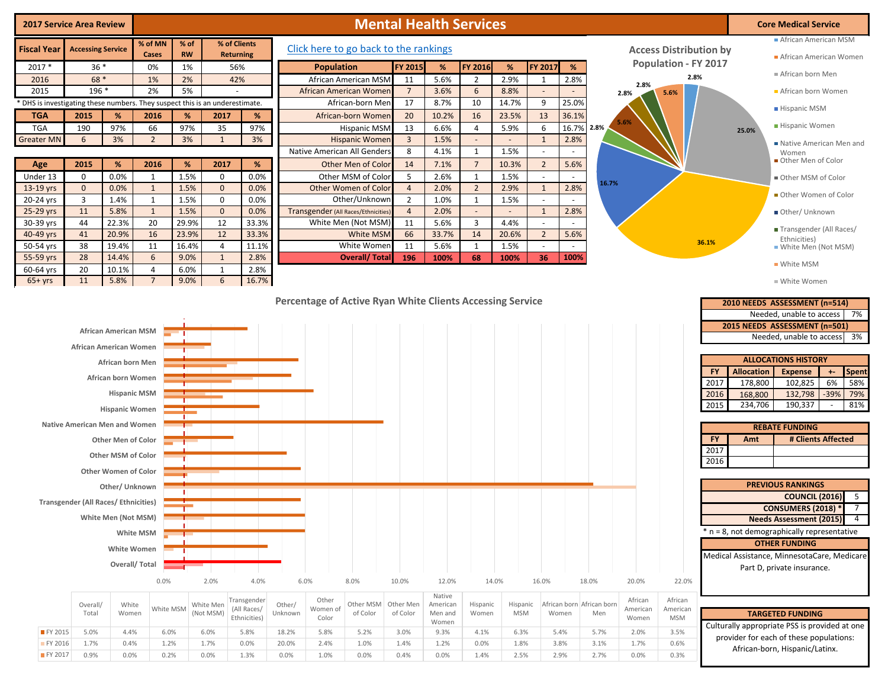# 2017 Service Area Review — Mental Health Services — Core Medical Service

| Fiscal Year | Accessing Service | % of MN Cases | % of RW | % of Clients Returning |
|---|---|---|---|---|
| 2017 * | 36 * | 0% | 1% | 56% |
| 2016 | 68 * | 1% | 2% | 42% |
| 2015 | 196 * | 2% | 5% | - |

* DHS is investigating these numbers. They suspect this is an underestimate.

| TGA | 2015 | % | 2016 | % | 2017 | % |
|---|---|---|---|---|---|---|
| TGA | 190 | 97% | 66 | 97% | 35 | 97% |
| Greater MN | 6 | 3% | 2 | 3% | 1 | 3% |

| Age | 2015 | % | 2016 | % | 2017 | % |
|---|---|---|---|---|---|---|
| Under 13 | 0 | 0.0% | 1 | 1.5% | 0 | 0.0% |
| 13-19 yrs | 0 | 0.0% | 1 | 1.5% | 0 | 0.0% |
| 20-24 yrs | 3 | 1.4% | 1 | 1.5% | 0 | 0.0% |
| 25-29 yrs | 11 | 5.8% | 1 | 1.5% | 0 | 0.0% |
| 30-39 yrs | 44 | 22.3% | 20 | 29.9% | 12 | 33.3% |
| 40-49 yrs | 41 | 20.9% | 16 | 23.9% | 12 | 33.3% |
| 50-54 yrs | 38 | 19.4% | 11 | 16.4% | 4 | 11.1% |
| 55-59 yrs | 28 | 14.4% | 6 | 9.0% | 1 | 2.8% |
| 60-64 yrs | 20 | 10.1% | 4 | 6.0% | 1 | 2.8% |
| 65+ yrs | 11 | 5.8% | 7 | 9.0% | 6 | 16.7% |

[Click here to go back to the rankings]

| Population | FY 2015 | % | FY 2016 | % | FY 2017 | % |
|---|---|---|---|---|---|---|
| African American MSM | 11 | 5.6% | 2 | 2.9% | 1 | 2.8% |
| African American Women | 7 | 3.6% | 6 | 8.8% | - | - |
| African-born Men | 17 | 8.7% | 10 | 14.7% | 9 | 25.0% |
| African-born Women | 20 | 10.2% | 16 | 23.5% | 13 | 36.1% |
| Hispanic MSM | 13 | 6.6% | 4 | 5.9% | 6 | 16.7% |
| Hispanic Women | 3 | 1.5% | - | - | 1 | 2.8% |
| Native American All Genders | 8 | 4.1% | 1 | 1.5% | - | - |
| Other Men of Color | 14 | 7.1% | 7 | 10.3% | 2 | 5.6% |
| Other MSM of Color | 5 | 2.6% | 1 | 1.5% | - | - |
| Other Women of Color | 4 | 2.0% | 2 | 2.9% | 1 | 2.8% |
| Other/Unknown | 2 | 1.0% | 1 | 1.5% | - | - |
| Transgender (All Races/Ethnicities) | 4 | 2.0% | - | - | 1 | 2.8% |
| White Men (Not MSM) | 11 | 5.6% | 3 | 4.4% | - | - |
| White MSM | 66 | 33.7% | 14 | 20.6% | 2 | 5.6% |
| White Women | 11 | 5.6% | 1 | 1.5% | - | - |
| Overall/ Total | 196 | 100% | 68 | 100% | 36 | 100% |

## Access Distribution by Population - FY 2017

(Pie chart: African born Women 36.1%; African born Men 25.0%; Hispanic MSM 16.7%; White MSM 5.6%; Other Men of Color 5.6%; African American MSM 2.8%; Hispanic Women 2.8%; Other Women of Color 2.8%; Transgender (All Races/Ethnicities) 2.8%)

## Percentage of Active Ryan White Clients Accessing Service

| | Overall/ Total | White Women | White MSM | White Men (Not MSM) | Transgender (All Races/ Ethnicities) | Other/ Unknown | Other Women of Color | Other MSM of Color | Other Men of Color | Native American Men and Women | Hispanic Women | Hispanic MSM | African born Women | African born Men | African American Women | African American MSM |
|---|---|---|---|---|---|---|---|---|---|---|---|---|---|---|---|---|
| FY 2015 | 5.0% | 4.4% | 6.0% | 6.0% | 5.8% | 18.2% | 5.8% | 5.2% | 3.0% | 9.3% | 4.1% | 6.3% | 5.4% | 5.7% | 2.0% | 3.5% |
| FY 2016 | 1.7% | 0.4% | 1.2% | 1.7% | 0.0% | 20.0% | 2.4% | 1.0% | 1.4% | 1.2% | 0.0% | 1.8% | 3.8% | 3.1% | 1.7% | 0.6% |
| FY 2017 | 0.9% | 0.0% | 0.2% | 0.0% | 1.3% | 0.0% | 1.0% | 0.0% | 0.4% | 0.0% | 1.4% | 2.5% | 2.9% | 2.7% | 0.0% | 0.3% |

| 2010 NEEDS ASSESSMENT (n=514) | |
|---|---|
| Needed, unable to access | 7% |

| 2015 NEEDS ASSESSMENT (n=501) | |
|---|---|
| Needed, unable to access | 3% |

**ALLOCATIONS HISTORY**

| FY | Allocation | Expense | +- | Spent |
|---|---|---|---|---|
| 2017 | 178,800 | 102,825 | 6% | 58% |
| 2016 | 168,800 | 132,798 | -39% | 79% |
| 2015 | 234,706 | 190,337 | - | 81% |

**REBATE FUNDING**

| FY | Amt | # Clients Affected |
|---|---|---|
| 2017 | | |
| 2016 | | |

**PREVIOUS RANKINGS**

| | |
|---|---|
| COUNCIL (2016) | 5 |
| CONSUMERS (2018) * | 7 |
| Needs Assessment (2015) | 4 |

* n = 8, not demographically representative

**OTHER FUNDING**

Medical Assistance, MinnesotaCare, Medicare Part D, private insurance.

**TARGETED FUNDING**

Culturally appropriate PSS is provided at one provider for each of these populations: African-born, Hispanic/Latinx.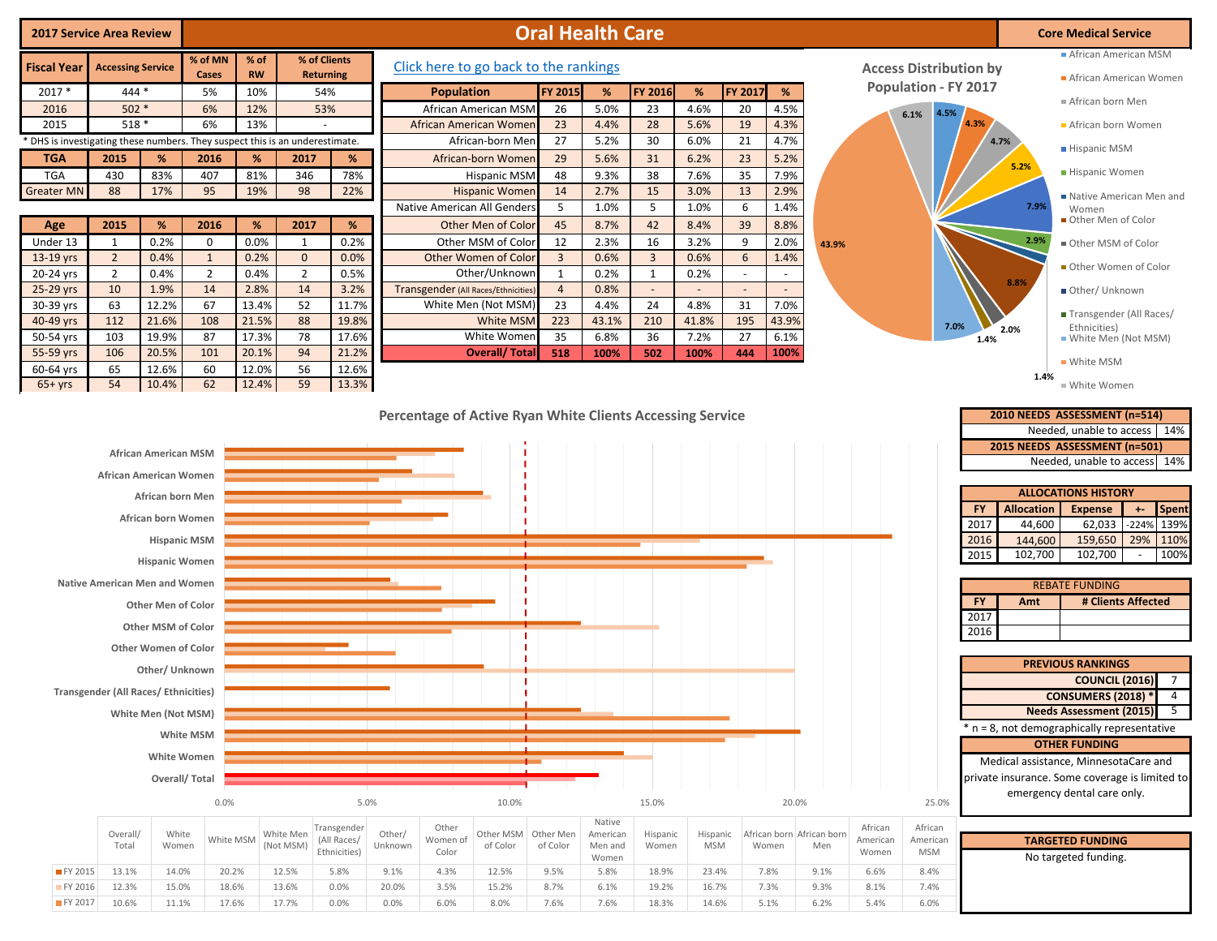# 2017 Service Area Review — Oral Health Care — Core Medical Service

| Fiscal Year | Accessing Service | % of MN Cases | % of RW | % of Clients Returning |
|---|---|---|---|---|
| 2017 * | 444 * | 5% | 10% | 54% |
| 2016 | 502 * | 6% | 12% | 53% |
| 2015 | 518 * | 6% | 13% | - |

* DHS is investigating these numbers. They suspect this is an underestimate.

| TGA | 2015 | % | 2016 | % | 2017 | % |
|---|---|---|---|---|---|---|
| TGA | 430 | 83% | 407 | 81% | 346 | 78% |
| Greater MN | 88 | 17% | 95 | 19% | 98 | 22% |

| Age | 2015 | % | 2016 | % | 2017 | % |
|---|---|---|---|---|---|---|
| Under 13 | 1 | 0.2% | 0 | 0.0% | 1 | 0.2% |
| 13-19 yrs | 2 | 0.4% | 1 | 0.2% | 0 | 0.0% |
| 20-24 yrs | 2 | 0.4% | 2 | 0.4% | 2 | 0.5% |
| 25-29 yrs | 10 | 1.9% | 14 | 2.8% | 14 | 3.2% |
| 30-39 yrs | 63 | 12.2% | 67 | 13.4% | 52 | 11.7% |
| 40-49 yrs | 112 | 21.6% | 108 | 21.5% | 88 | 19.8% |
| 50-54 yrs | 103 | 19.9% | 87 | 17.3% | 78 | 17.6% |
| 55-59 yrs | 106 | 20.5% | 101 | 20.1% | 94 | 21.2% |
| 60-64 yrs | 65 | 12.6% | 60 | 12.0% | 56 | 12.6% |
| 65+ yrs | 54 | 10.4% | 62 | 12.4% | 59 | 13.3% |

[Click here to go back to the rankings]

| Population | FY 2015 | % | FY 2016 | % | FY 2017 | % |
|---|---|---|---|---|---|---|
| African American MSM | 26 | 5.0% | 23 | 4.6% | 20 | 4.5% |
| African American Women | 23 | 4.4% | 28 | 5.6% | 19 | 4.3% |
| African-born Men | 27 | 5.2% | 30 | 6.0% | 21 | 4.7% |
| African-born Women | 29 | 5.6% | 31 | 6.2% | 23 | 5.2% |
| Hispanic MSM | 48 | 9.3% | 38 | 7.6% | 35 | 7.9% |
| Hispanic Women | 14 | 2.7% | 15 | 3.0% | 13 | 2.9% |
| Native American All Genders | 5 | 1.0% | 5 | 1.0% | 6 | 1.4% |
| Other Men of Color | 45 | 8.7% | 42 | 8.4% | 39 | 8.8% |
| Other MSM of Color | 12 | 2.3% | 16 | 3.2% | 9 | 2.0% |
| Other Women of Color | 3 | 0.6% | 3 | 0.6% | 6 | 1.4% |
| Other/Unknown | 1 | 0.2% | 1 | 0.2% | - | - |
| Transgender (All Races/Ethnicities) | 4 | 0.8% | - | - | - | - |
| White Men (Not MSM) | 23 | 4.4% | 24 | 4.8% | 31 | 7.0% |
| White MSM | 223 | 43.1% | 210 | 41.8% | 195 | 43.9% |
| White Women | 35 | 6.8% | 36 | 7.2% | 27 | 6.1% |
| Overall/ Total | 518 | 100% | 502 | 100% | 444 | 100% |

## Access Distribution by Population - FY 2017

African American MSM 4.5%; African American Women 4.3%; African born Men 4.7%; African born Women 5.2%; Hispanic MSM 7.9%; Hispanic Women 2.9%; Native American Men and Women 1.4%; Other Men of Color 8.8%; Other MSM of Color 2.0%; Other Women of Color 1.4%; Other/ Unknown; Transgender (All Races/ Ethnicities); White Men (Not MSM) 7.0%; White MSM 43.9%; White Women 6.1%

## Percentage of Active Ryan White Clients Accessing Service

| | Overall/ Total | White Women | White MSM | White Men (Not MSM) | Transgender (All Races/ Ethnicities) | Other/ Unknown | Other Women of Color | Other MSM of Color | Other Men of Color | Native American Men and Women | Hispanic Women | Hispanic MSM | African born Women | African born Men | African American Women | African American MSM |
|---|---|---|---|---|---|---|---|---|---|---|---|---|---|---|---|---|
| FY 2015 | 13.1% | 14.0% | 20.2% | 12.5% | 5.8% | 9.1% | 4.3% | 12.5% | 9.5% | 5.8% | 18.9% | 23.4% | 7.8% | 9.1% | 6.6% | 8.4% |
| FY 2016 | 12.3% | 15.0% | 18.6% | 13.6% | 0.0% | 20.0% | 3.5% | 15.2% | 8.7% | 6.1% | 19.2% | 16.7% | 7.3% | 9.3% | 8.1% | 7.4% |
| FY 2017 | 10.6% | 11.1% | 17.6% | 17.7% | 0.0% | 0.0% | 6.0% | 8.0% | 7.6% | 7.6% | 18.3% | 14.6% | 5.1% | 6.2% | 5.4% | 6.0% |

| 2010 NEEDS ASSESSMENT (n=514) | |
|---|---|
| Needed, unable to access | 14% |

| 2015 NEEDS ASSESSMENT (n=501) | |
|---|---|
| Needed, unable to access | 14% |

**ALLOCATIONS HISTORY**

| FY | Allocation | Expense | +- | Spent |
|---|---|---|---|---|
| 2017 | 44,600 | 62,033 | -224% | 139% |
| 2016 | 144,600 | 159,650 | 29% | 110% |
| 2015 | 102,700 | 102,700 | - | 100% |

**REBATE FUNDING**

| FY | Amt | # Clients Affected |
|---|---|---|
| 2017 | | |
| 2016 | | |

**PREVIOUS RANKINGS**

| | |
|---|---|
| COUNCIL (2016) | 7 |
| CONSUMERS (2018) * | 4 |
| Needs Assessment (2015) | 5 |

* n = 8, not demographically representative

**OTHER FUNDING**

Medical assistance, MinnesotaCare and private insurance. Some coverage is limited to emergency dental care only.

**TARGETED FUNDING**

No targeted funding.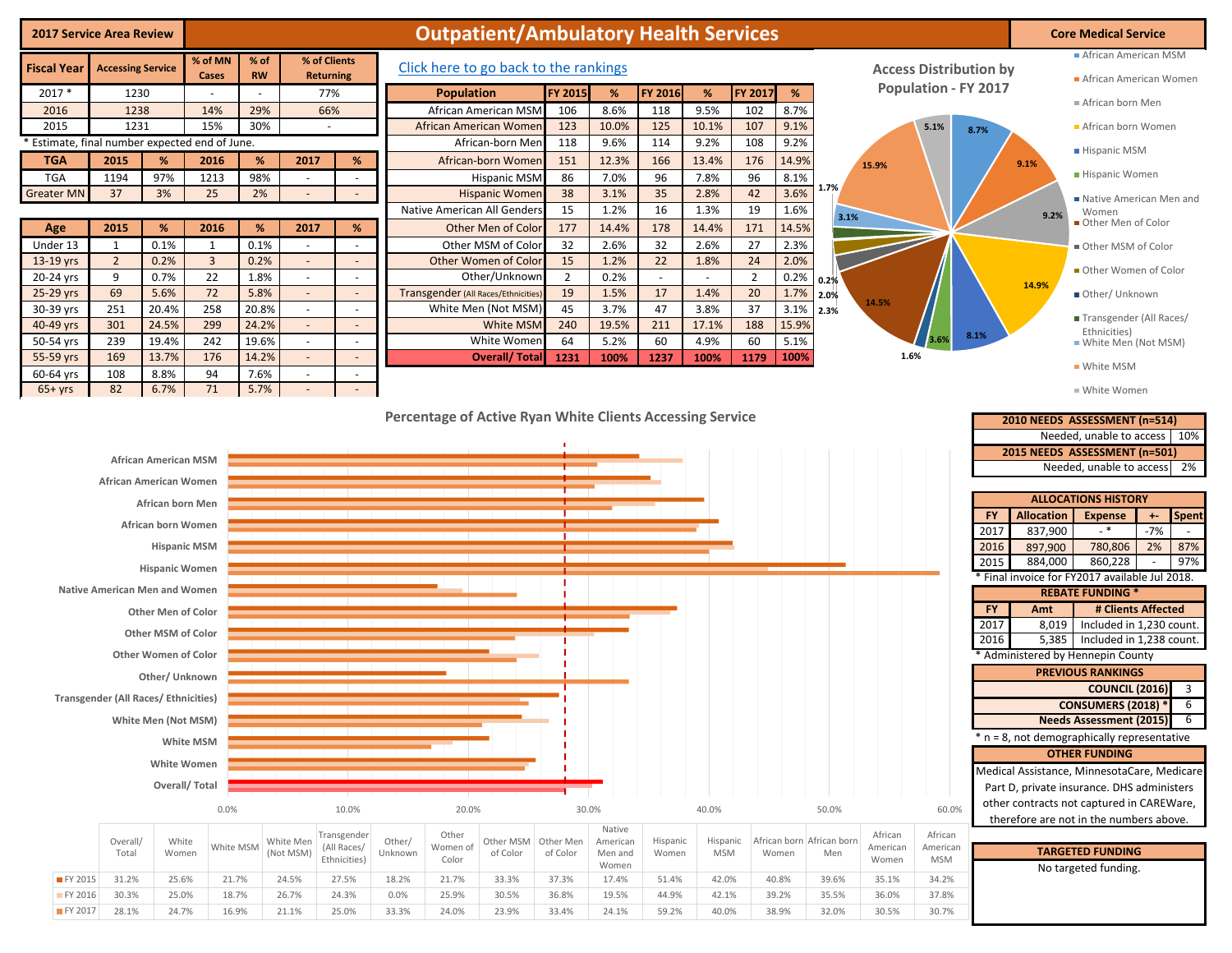**2017 Service Area Review**

# Outpatient/Ambulatory Health Services

**Core Medical Service**

| Fiscal Year | Accessing Service | % of MN Cases | % of RW | % of Clients Returning |
|---|---|---|---|---|
| 2017 * | 1230 | - | - | 77% |
| 2016 | 1238 | 14% | 29% | 66% |
| 2015 | 1231 | 15% | 30% | - |

* Estimate, final number expected end of June.

| TGA | 2015 | % | 2016 | % | 2017 | % |
|---|---|---|---|---|---|---|
| TGA | 1194 | 97% | 1213 | 98% | - | - |
| Greater MN | 37 | 3% | 25 | 2% | - | - |

| Age | 2015 | % | 2016 | % | 2017 | % |
|---|---|---|---|---|---|---|
| Under 13 | 1 | 0.1% | 1 | 0.1% | - | - |
| 13-19 yrs | 2 | 0.2% | 3 | 0.2% | - | - |
| 20-24 yrs | 9 | 0.7% | 22 | 1.8% | - | - |
| 25-29 yrs | 69 | 5.6% | 72 | 5.8% | - | - |
| 30-39 yrs | 251 | 20.4% | 258 | 20.8% | - | - |
| 40-49 yrs | 301 | 24.5% | 299 | 24.2% | - | - |
| 50-54 yrs | 239 | 19.4% | 242 | 19.6% | - | - |
| 55-59 yrs | 169 | 13.7% | 176 | 14.2% | - | - |
| 60-64 yrs | 108 | 8.8% | 94 | 7.6% | - | - |
| 65+ yrs | 82 | 6.7% | 71 | 5.7% | - | - |

Click here to go back to the rankings

| Population | FY 2015 | % | FY 2016 | % | FY 2017 | % |
|---|---|---|---|---|---|---|
| African American MSM | 106 | 8.6% | 118 | 9.5% | 102 | 8.7% |
| African American Women | 123 | 10.0% | 125 | 10.1% | 107 | 9.1% |
| African-born Men | 118 | 9.6% | 114 | 9.2% | 108 | 9.2% |
| African-born Women | 151 | 12.3% | 166 | 13.4% | 176 | 14.9% |
| Hispanic MSM | 86 | 7.0% | 96 | 7.8% | 96 | 8.1% |
| Hispanic Women | 38 | 3.1% | 35 | 2.8% | 42 | 3.6% |
| Native American All Genders | 15 | 1.2% | 16 | 1.3% | 19 | 1.6% |
| Other Men of Color | 177 | 14.4% | 178 | 14.4% | 171 | 14.5% |
| Other MSM of Color | 32 | 2.6% | 32 | 2.6% | 27 | 2.3% |
| Other Women of Color | 15 | 1.2% | 22 | 1.8% | 24 | 2.0% |
| Other/Unknown | 2 | 0.2% | - | - | 2 | 0.2% |
| Transgender (All Races/Ethnicities) | 19 | 1.5% | 17 | 1.4% | 20 | 1.7% |
| White Men (Not MSM) | 45 | 3.7% | 47 | 3.8% | 37 | 3.1% |
| White MSM | 240 | 19.5% | 211 | 17.1% | 188 | 15.9% |
| White Women | 64 | 5.2% | 60 | 4.9% | 60 | 5.1% |
| **Overall/ Total** | **1231** | **100%** | **1237** | **100%** | **1179** | **100%** |

**Access Distribution by Population - FY 2017**

African American MSM 8.7%; African American Women 9.1%; African born Men 9.2%; African born Women 14.9%; Hispanic MSM 8.1%; Hispanic Women 3.6%; Native American Men and Women 1.6%; Other Men of Color 14.5%; Other MSM of Color 2.3%; Other Women of Color 2.0%; Other/ Unknown 0.2%; Transgender (All Races/ Ethnicities) 1.7%; White Men (Not MSM) 3.1%; White MSM 15.9%; White Women 5.1%

**Percentage of Active Ryan White Clients Accessing Service**

| | Overall/ Total | White Women | White MSM | White Men (Not MSM) | Transgender (All Races/ Ethnicities) | Other/ Unknown | Other Women of Color | Other MSM of Color | Other Men of Color | Native American Men and Women | Hispanic Women | Hispanic MSM | African born Women | African born Men | African American Women | African American MSM |
|---|---|---|---|---|---|---|---|---|---|---|---|---|---|---|---|---|
| FY 2015 | 31.2% | 25.6% | 21.7% | 24.5% | 27.5% | 18.2% | 21.7% | 33.3% | 37.3% | 17.4% | 51.4% | 42.0% | 40.8% | 39.6% | 35.1% | 34.2% |
| FY 2016 | 30.3% | 25.0% | 18.7% | 26.7% | 24.3% | 0.0% | 25.9% | 30.5% | 36.8% | 19.5% | 44.9% | 42.1% | 39.2% | 35.5% | 36.0% | 37.8% |
| FY 2017 | 28.1% | 24.7% | 16.9% | 21.1% | 25.0% | 33.3% | 24.0% | 23.9% | 33.4% | 24.1% | 59.2% | 40.0% | 38.9% | 32.0% | 30.5% | 30.7% |

| 2010 NEEDS ASSESSMENT (n=514) | |
|---|---|
| Needed, unable to access | 10% |
| **2015 NEEDS ASSESSMENT (n=501)** | |
| Needed, unable to access | 2% |

**ALLOCATIONS HISTORY**

| FY | Allocation | Expense | +- | Spent |
|---|---|---|---|---|
| 2017 | 837,900 | - * | -7% | - |
| 2016 | 897,900 | 780,806 | 2% | 87% |
| 2015 | 884,000 | 860,228 | - | 97% |

* Final invoice for FY2017 available Jul 2018.

**REBATE FUNDING ***

| FY | Amt | # Clients Affected |
|---|---|---|
| 2017 | 8,019 | Included in 1,230 count. |
| 2016 | 5,385 | Included in 1,238 count. |

* Administered by Hennepin County

**PREVIOUS RANKINGS**

| | |
|---|---|
| COUNCIL (2016) | 3 |
| CONSUMERS (2018) * | 6 |
| Needs Assessment (2015) | 6 |

* n = 8, not demographically representative

**OTHER FUNDING**

Medical Assistance, MinnesotaCare, Medicare Part D, private insurance. DHS administers other contracts not captured in CAREWare, therefore are not in the numbers above.

**TARGETED FUNDING**

No targeted funding.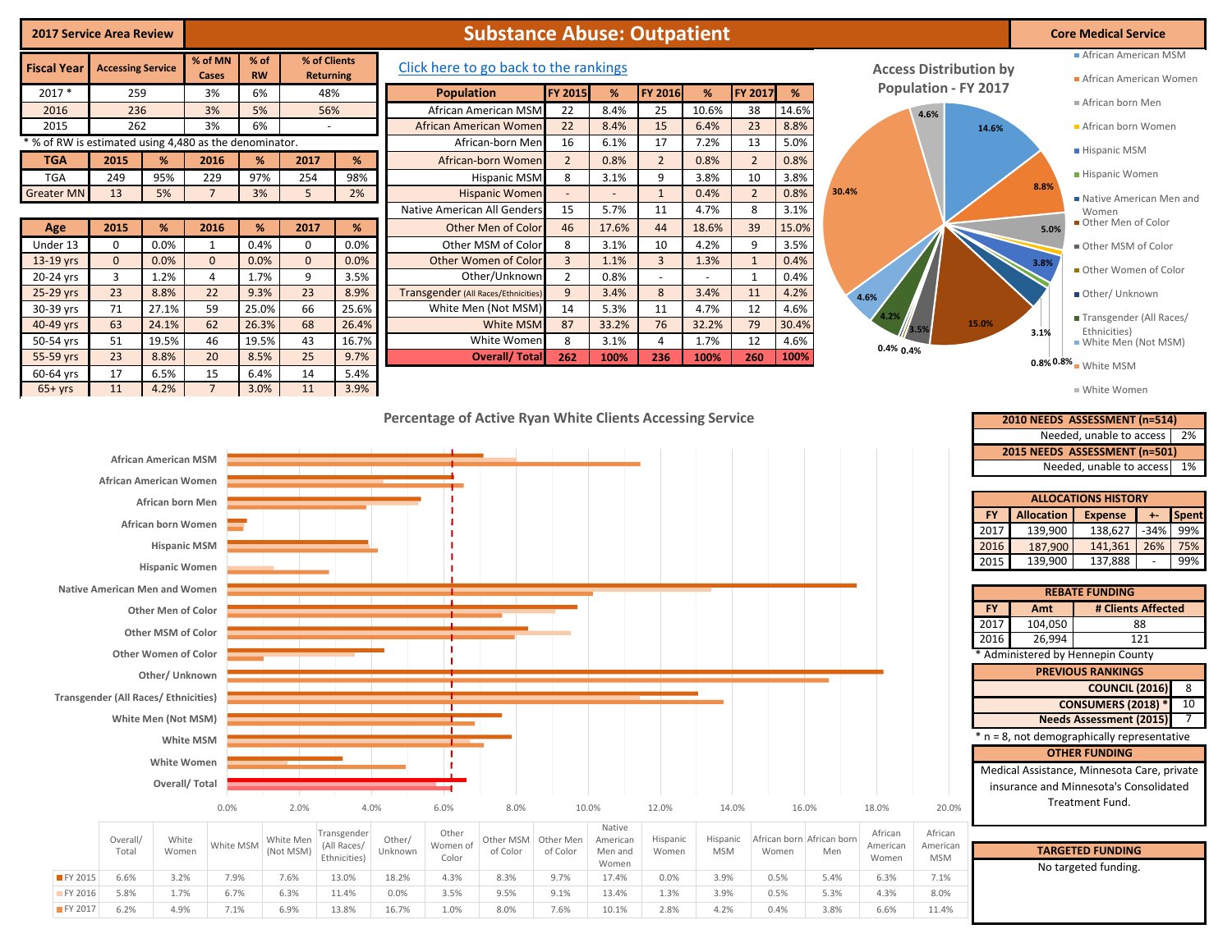# 2017 Service Area Review — Substance Abuse: Outpatient — Core Medical Service

| Fiscal Year | Accessing Service | % of MN Cases | % of RW | % of Clients Returning |
|---|---|---|---|---|
| 2017 * | 259 | 3% | 6% | 48% |
| 2016 | 236 | 3% | 5% | 56% |
| 2015 | 262 | 3% | 6% | - |

* % of RW is estimated using 4,480 as the denominator.

| TGA | 2015 | % | 2016 | % | 2017 | % |
|---|---|---|---|---|---|---|
| TGA | 249 | 95% | 229 | 97% | 254 | 98% |
| Greater MN | 13 | 5% | 7 | 3% | 5 | 2% |

| Age | 2015 | % | 2016 | % | 2017 | % |
|---|---|---|---|---|---|---|
| Under 13 | 0 | 0.0% | 1 | 0.4% | 0 | 0.0% |
| 13-19 yrs | 0 | 0.0% | 0 | 0.0% | 0 | 0.0% |
| 20-24 yrs | 3 | 1.2% | 4 | 1.7% | 9 | 3.5% |
| 25-29 yrs | 23 | 8.8% | 22 | 9.3% | 23 | 8.9% |
| 30-39 yrs | 71 | 27.1% | 59 | 25.0% | 66 | 25.6% |
| 40-49 yrs | 63 | 24.1% | 62 | 26.3% | 68 | 26.4% |
| 50-54 yrs | 51 | 19.5% | 46 | 19.5% | 43 | 16.7% |
| 55-59 yrs | 23 | 8.8% | 20 | 8.5% | 25 | 9.7% |
| 60-64 yrs | 17 | 6.5% | 15 | 6.4% | 14 | 5.4% |
| 65+ yrs | 11 | 4.2% | 7 | 3.0% | 11 | 3.9% |

Click here to go back to the rankings

| Population | FY 2015 | % | FY 2016 | % | FY 2017 | % |
|---|---|---|---|---|---|---|
| African American MSM | 22 | 8.4% | 25 | 10.6% | 38 | 14.6% |
| African American Women | 22 | 8.4% | 15 | 6.4% | 23 | 8.8% |
| African-born Men | 16 | 6.1% | 17 | 7.2% | 13 | 5.0% |
| African-born Women | 2 | 0.8% | 2 | 0.8% | 2 | 0.8% |
| Hispanic MSM | 8 | 3.1% | 9 | 3.8% | 10 | 3.8% |
| Hispanic Women | - | - | 1 | 0.4% | 2 | 0.8% |
| Native American All Genders | 15 | 5.7% | 11 | 4.7% | 8 | 3.1% |
| Other Men of Color | 46 | 17.6% | 44 | 18.6% | 39 | 15.0% |
| Other MSM of Color | 8 | 3.1% | 10 | 4.2% | 9 | 3.5% |
| Other Women of Color | 3 | 1.1% | 3 | 1.3% | 1 | 0.4% |
| Other/Unknown | 2 | 0.8% | - | - | 1 | 0.4% |
| Transgender (All Races/Ethnicities) | 9 | 3.4% | 8 | 3.4% | 11 | 4.2% |
| White Men (Not MSM) | 14 | 5.3% | 11 | 4.7% | 12 | 4.6% |
| White MSM | 87 | 33.2% | 76 | 32.2% | 79 | 30.4% |
| White Women | 8 | 3.1% | 4 | 1.7% | 12 | 4.6% |
| **Overall/ Total** | **262** | **100%** | **236** | **100%** | **260** | **100%** |

Access Distribution by Population - FY 2017

14.6%, 8.8%, 5.0%, 3.8%, 3.1%, 0.8%, 0.8%, 15.0%, 0.4%, 0.4%, 3.5%, 4.2%, 4.6%, 30.4%, 4.6%

African American MSM, African American Women, African born Men, African born Women, Hispanic MSM, Hispanic Women, Native American Men and Women, Other Men of Color, Other MSM of Color, Other Women of Color, Other/ Unknown, Transgender (All Races/ Ethnicities), White Men (Not MSM), White MSM, White Women

Percentage of Active Ryan White Clients Accessing Service

0.0% 2.0% 4.0% 6.0% 8.0% 10.0% 12.0% 14.0% 16.0% 18.0% 20.0%

| | Overall/ Total | White Women | White MSM | White Men (Not MSM) | Transgender (All Races/ Ethnicities) | Other/ Unknown | Other Women of Color | Other MSM of Color | Other Men of Color | Native American Men and Women | Hispanic Women | Hispanic MSM | African born Women | African born Men | African American Women | African American MSM |
|---|---|---|---|---|---|---|---|---|---|---|---|---|---|---|---|---|
| FY 2015 | 6.6% | 3.2% | 7.9% | 7.6% | 13.0% | 18.2% | 4.3% | 8.3% | 9.7% | 17.4% | 0.0% | 3.9% | 0.5% | 5.4% | 6.3% | 7.1% |
| FY 2016 | 5.8% | 1.7% | 6.7% | 6.3% | 11.4% | 0.0% | 3.5% | 9.5% | 9.1% | 13.4% | 1.3% | 3.9% | 0.5% | 5.3% | 4.3% | 8.0% |
| FY 2017 | 6.2% | 4.9% | 7.1% | 6.9% | 13.8% | 16.7% | 1.0% | 8.0% | 7.6% | 10.1% | 2.8% | 4.2% | 0.4% | 3.8% | 6.6% | 11.4% |

| 2010 NEEDS ASSESSMENT (n=514) | |
|---|---|
| Needed, unable to access | 2% |
| **2015 NEEDS ASSESSMENT (n=501)** | |
| Needed, unable to access | 1% |

| ALLOCATIONS HISTORY | | | | |
|---|---|---|---|---|
| FY | Allocation | Expense | +- | Spent |
| 2017 | 139,900 | 138,627 | -34% | 99% |
| 2016 | 187,900 | 141,361 | 26% | 75% |
| 2015 | 139,900 | 137,888 | - | 99% |

| REBATE FUNDING | | |
|---|---|---|
| FY | Amt | # Clients Affected |
| 2017 | 104,050 | 88 |
| 2016 | 26,994 | 121 |

* Administered by Hennepin County

| PREVIOUS RANKINGS | |
|---|---|
| COUNCIL (2016) | 8 |
| CONSUMERS (2018) * | 10 |
| Needs Assessment (2015) | 7 |

* n = 8, not demographically representative

**OTHER FUNDING**

Medical Assistance, Minnesota Care, private insurance and Minnesota's Consolidated Treatment Fund.

**TARGETED FUNDING**

No targeted funding.